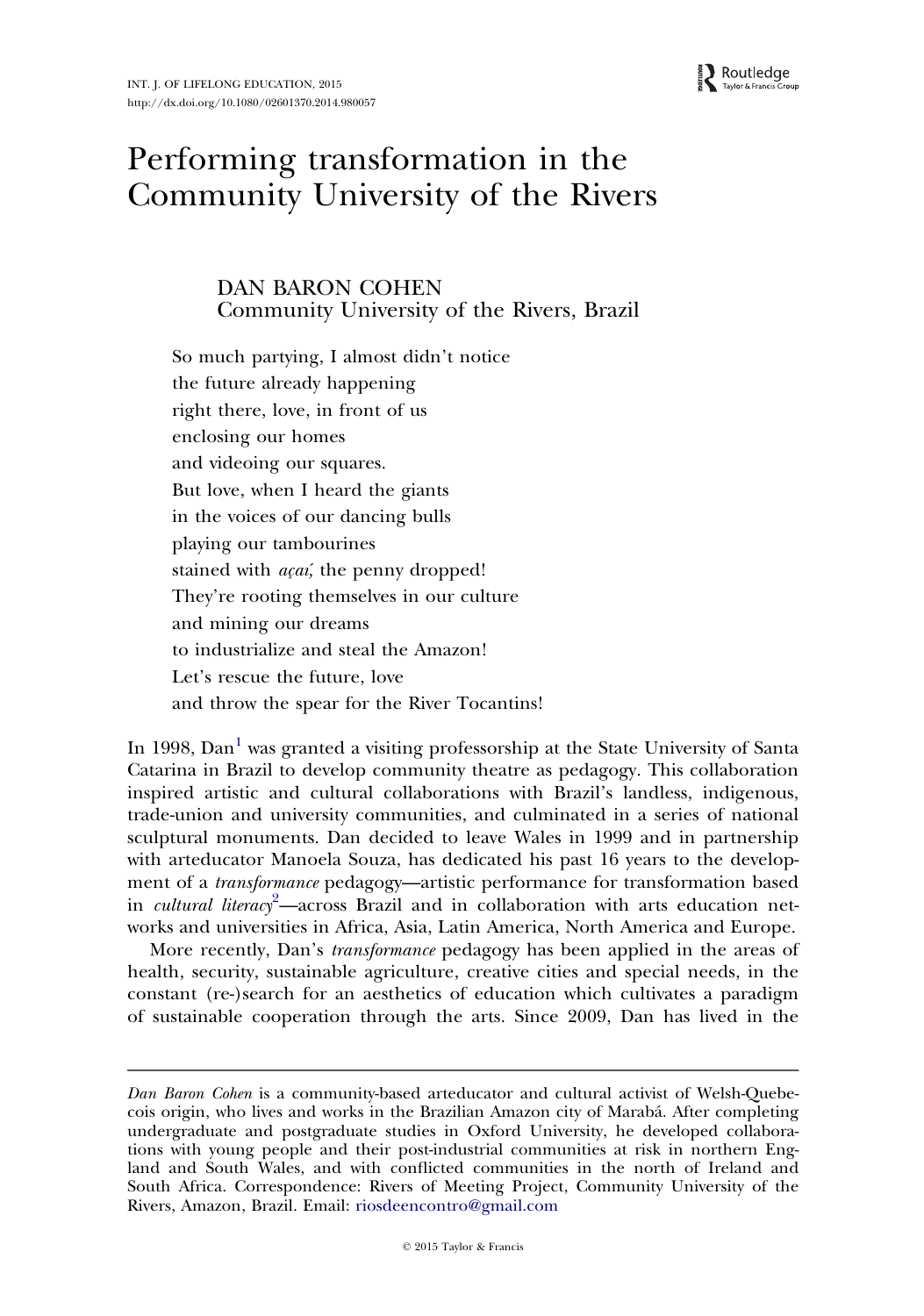# Performing transformation in the Community University of the Rivers

DAN BARON COHEN
Community University of the Rivers, Brazil

So much partying, I almost didn't notice
the future already happening
right there, love, in front of us
enclosing our homes
and videoing our squares.
But love, when I heard the giants
in the voices of our dancing bulls
playing our tambourines
stained with *açaí*, the penny dropped!
They're rooting themselves in our culture
and mining our dreams
to industrialize and steal the Amazon!
Let's rescue the future, love
and throw the spear for the River Tocantins!

In 1998, Dan[1] was granted a visiting professorship at the State University of Santa Catarina in Brazil to develop community theatre as pedagogy. This collaboration inspired artistic and cultural collaborations with Brazil's landless, indigenous, trade-union and university communities, and culminated in a series of national sculptural monuments. Dan decided to leave Wales in 1999 and in partnership with arteducator Manoela Souza, has dedicated his past 16 years to the development of a *transformance* pedagogy—artistic performance for transformation based in *cultural literacy*[2]—across Brazil and in collaboration with arts education networks and universities in Africa, Asia, Latin America, North America and Europe.

More recently, Dan's *transformance* pedagogy has been applied in the areas of health, security, sustainable agriculture, creative cities and special needs, in the constant (re-)search for an aesthetics of education which cultivates a paradigm of sustainable cooperation through the arts. Since 2009, Dan has lived in the

---

*Dan Baron Cohen* is a community-based arteducator and cultural activist of Welsh-Quebecois origin, who lives and works in the Brazilian Amazon city of Marabá. After completing undergraduate and postgraduate studies in Oxford University, he developed collaborations with young people and their post-industrial communities at risk in northern England and South Wales, and with conflicted communities in the north of Ireland and South Africa. Correspondence: Rivers of Meeting Project, Community University of the Rivers, Amazon, Brazil. Email: riosdeencontro@gmail.com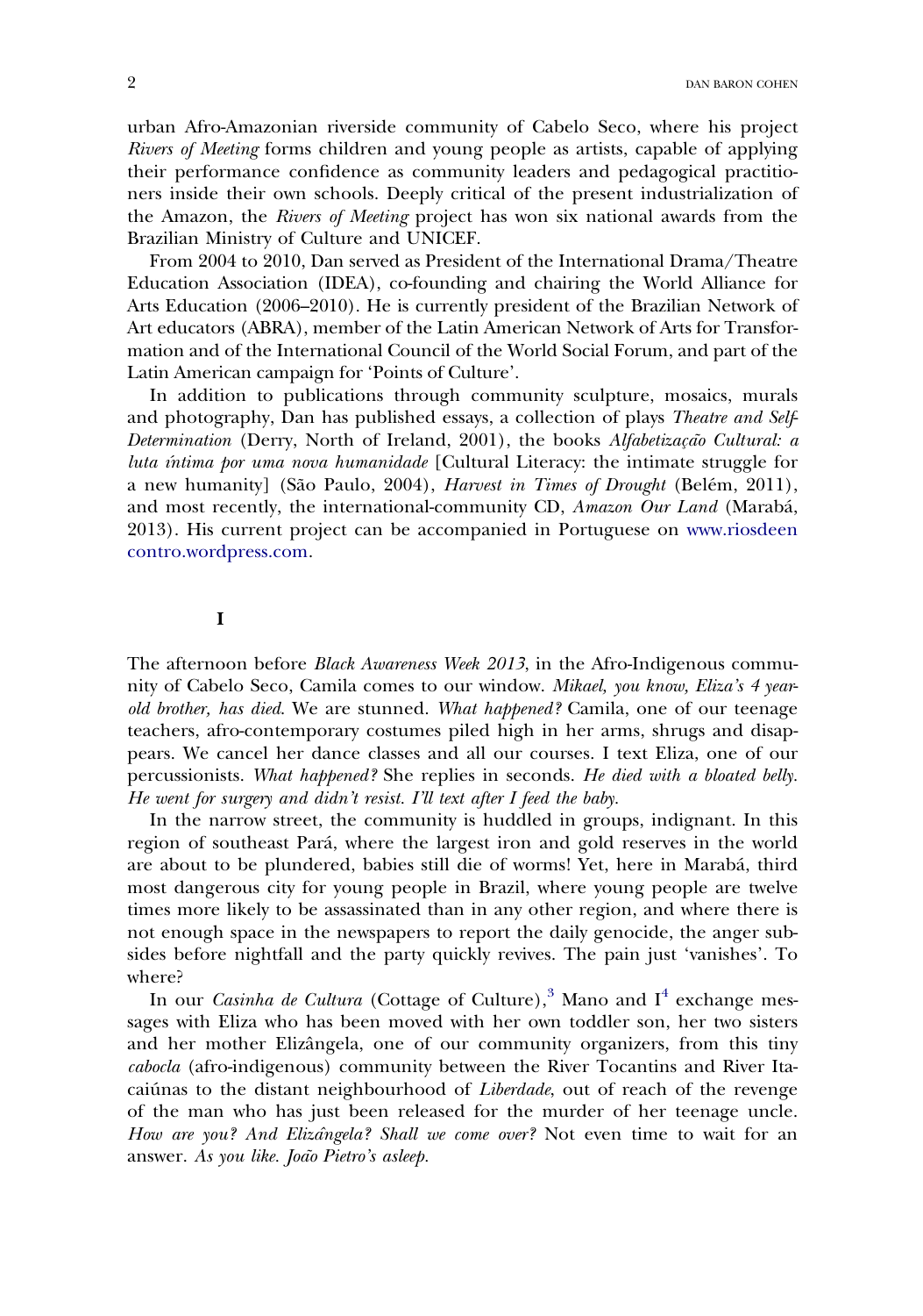urban Afro-Amazonian riverside community of Cabelo Seco, where his project *Rivers of Meeting* forms children and young people as artists, capable of applying their performance confidence as community leaders and pedagogical practitioners inside their own schools. Deeply critical of the present industrialization of the Amazon, the *Rivers of Meeting* project has won six national awards from the Brazilian Ministry of Culture and UNICEF.

From 2004 to 2010, Dan served as President of the International Drama/Theatre Education Association (IDEA), co-founding and chairing the World Alliance for Arts Education (2006–2010). He is currently president of the Brazilian Network of Art educators (ABRA), member of the Latin American Network of Arts for Transformation and of the International Council of the World Social Forum, and part of the Latin American campaign for 'Points of Culture'.

In addition to publications through community sculpture, mosaics, murals and photography, Dan has published essays, a collection of plays *Theatre and Self-Determination* (Derry, North of Ireland, 2001), the books *Alfabetização Cultural: a luta íntima por uma nova humanidade* [Cultural Literacy: the intimate struggle for a new humanity] (São Paulo, 2004), *Harvest in Times of Drought* (Belém, 2011), and most recently, the international-community CD, *Amazon Our Land* (Marabá, 2013). His current project can be accompanied in Portuguese on www.riosdeencontro.wordpress.com.

## I

The afternoon before *Black Awareness Week 2013*, in the Afro-Indigenous community of Cabelo Seco, Camila comes to our window. *Mikael, you know, Eliza's 4 year-old brother, has died.* We are stunned. *What happened?* Camila, one of our teenage teachers, afro-contemporary costumes piled high in her arms, shrugs and disappears. We cancel her dance classes and all our courses. I text Eliza, one of our percussionists. *What happened?* She replies in seconds. *He died with a bloated belly. He went for surgery and didn't resist. I'll text after I feed the baby.*

In the narrow street, the community is huddled in groups, indignant. In this region of southeast Pará, where the largest iron and gold reserves in the world are about to be plundered, babies still die of worms! Yet, here in Marabá, third most dangerous city for young people in Brazil, where young people are twelve times more likely to be assassinated than in any other region, and where there is not enough space in the newspapers to report the daily genocide, the anger subsides before nightfall and the party quickly revives. The pain just 'vanishes'. To where?

In our *Casinha de Cultura* (Cottage of Culture),[3] Mano and I[4] exchange messages with Eliza who has been moved with her own toddler son, her two sisters and her mother Elizângela, one of our community organizers, from this tiny *cabocla* (afro-indigenous) community between the River Tocantins and River Itacaiúnas to the distant neighbourhood of *Liberdade*, out of reach of the revenge of the man who has just been released for the murder of her teenage uncle. *How are you? And Elizângela? Shall we come over?* Not even time to wait for an answer. *As you like. João Pietro's asleep.*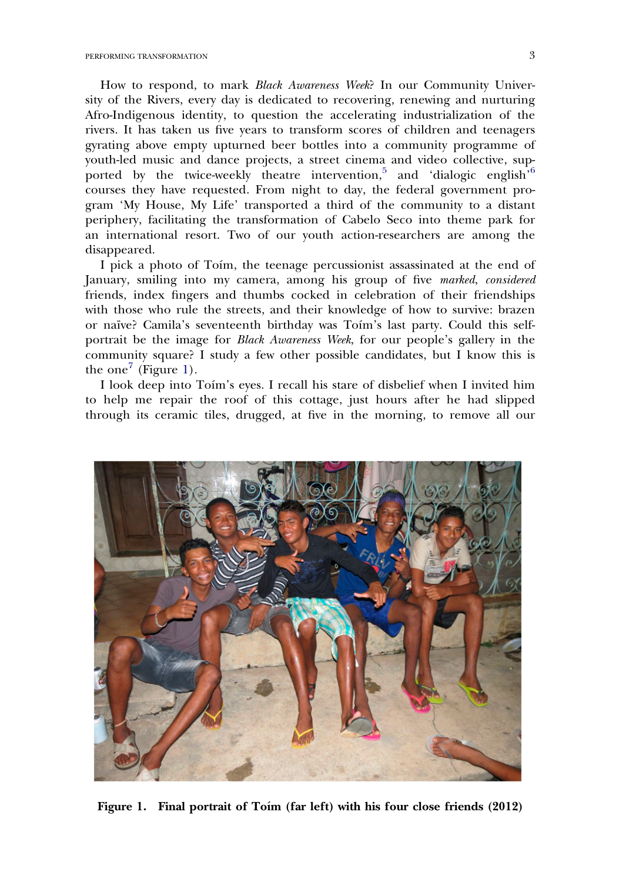How to respond, to mark *Black Awareness Week*? In our Community University of the Rivers, every day is dedicated to recovering, renewing and nurturing Afro-Indigenous identity, to question the accelerating industrialization of the rivers. It has taken us five years to transform scores of children and teenagers gyrating above empty upturned beer bottles into a community programme of youth-led music and dance projects, a street cinema and video collective, supported by the twice-weekly theatre intervention,[5] and 'dialogic english'[6] courses they have requested. From night to day, the federal government program 'My House, My Life' transported a third of the community to a distant periphery, facilitating the transformation of Cabelo Seco into theme park for an international resort. Two of our youth action-researchers are among the disappeared.

I pick a photo of Toím, the teenage percussionist assassinated at the end of January, smiling into my camera, among his group of five *marked*, *considered* friends, index fingers and thumbs cocked in celebration of their friendships with those who rule the streets, and their knowledge of how to survive: brazen or naïve? Camila's seventeenth birthday was Toím's last party. Could this self-portrait be the image for *Black Awareness Week*, for our people's gallery in the community square? I study a few other possible candidates, but I know this is the one[7] (Figure 1).

I look deep into Toím's eyes. I recall his stare of disbelief when I invited him to help me repair the roof of this cottage, just hours after he had slipped through its ceramic tiles, drugged, at five in the morning, to remove all our

**Figure 1. Final portrait of Toím (far left) with his four close friends (2012)**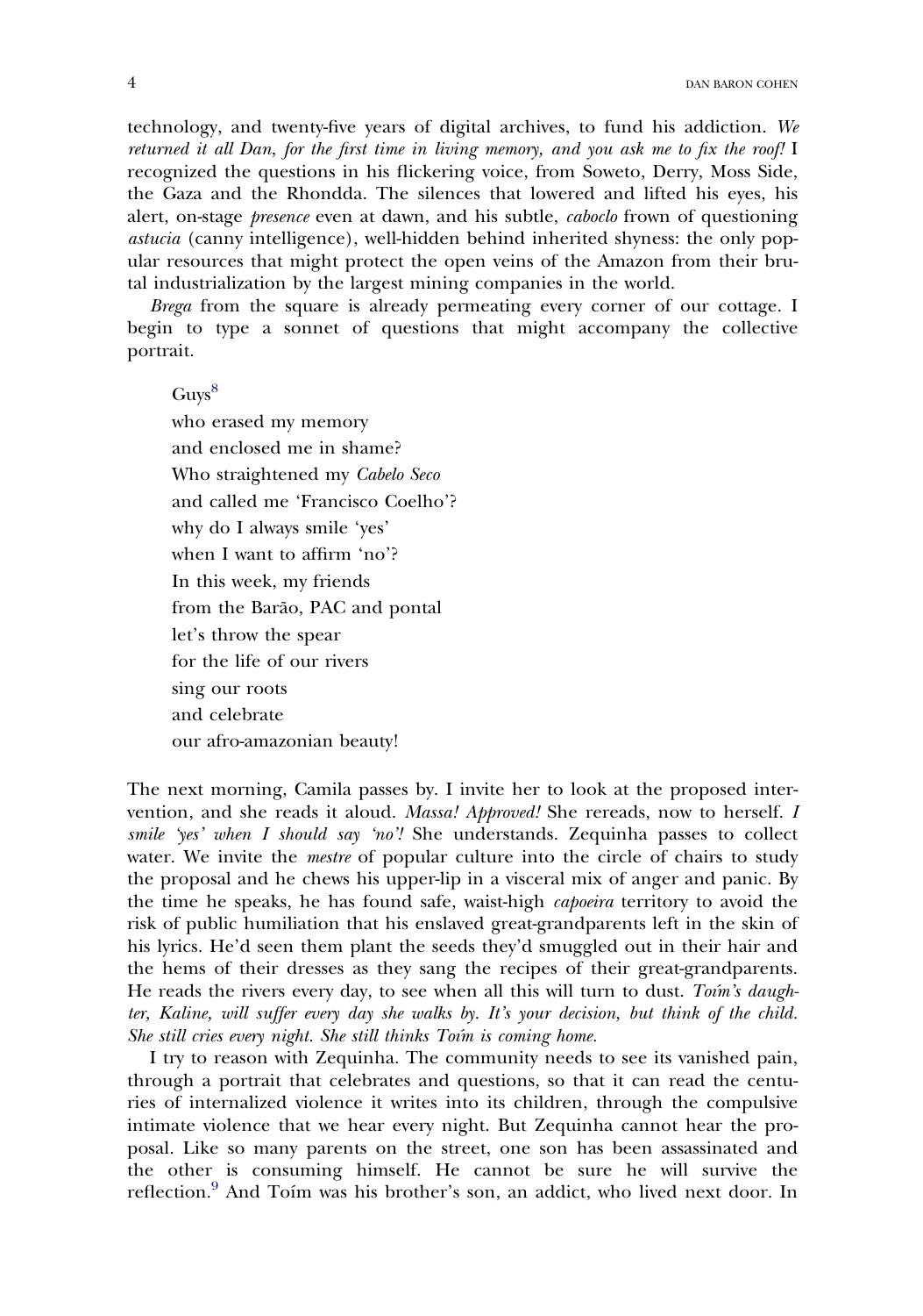technology, and twenty-five years of digital archives, to fund his addiction. *We returned it all Dan, for the first time in living memory, and you ask me to fix the roof!* I recognized the questions in his flickering voice, from Soweto, Derry, Moss Side, the Gaza and the Rhondda. The silences that lowered and lifted his eyes, his alert, on-stage *presence* even at dawn, and his subtle, *caboclo* frown of questioning *astucia* (canny intelligence), well-hidden behind inherited shyness: the only popular resources that might protect the open veins of the Amazon from their brutal industrialization by the largest mining companies in the world.

*Brega* from the square is already permeating every corner of our cottage. I begin to type a sonnet of questions that might accompany the collective portrait.

> Guys[8]
> who erased my memory
> and enclosed me in shame?
> Who straightened my *Cabelo Seco*
> and called me 'Francisco Coelho'?
> why do I always smile 'yes'
> when I want to affirm 'no'?
> In this week, my friends
> from the Barão, PAC and pontal
> let's throw the spear
> for the life of our rivers
> sing our roots
> and celebrate
> our afro-amazonian beauty!

The next morning, Camila passes by. I invite her to look at the proposed intervention, and she reads it aloud. *Massa! Approved!* She rereads, now to herself. *I smile 'yes' when I should say 'no'!* She understands. Zequinha passes to collect water. We invite the *mestre* of popular culture into the circle of chairs to study the proposal and he chews his upper-lip in a visceral mix of anger and panic. By the time he speaks, he has found safe, waist-high *capoeira* territory to avoid the risk of public humiliation that his enslaved great-grandparents left in the skin of his lyrics. He'd seen them plant the seeds they'd smuggled out in their hair and the hems of their dresses as they sang the recipes of their great-grandparents. He reads the rivers every day, to see when all this will turn to dust. *Toím's daughter, Kaline, will suffer every day she walks by. It's your decision, but think of the child. She still cries every night. She still thinks Toím is coming home.*

I try to reason with Zequinha. The community needs to see its vanished pain, through a portrait that celebrates and questions, so that it can read the centuries of internalized violence it writes into its children, through the compulsive intimate violence that we hear every night. But Zequinha cannot hear the proposal. Like so many parents on the street, one son has been assassinated and the other is consuming himself. He cannot be sure he will survive the reflection.[9] And Toím was his brother's son, an addict, who lived next door. In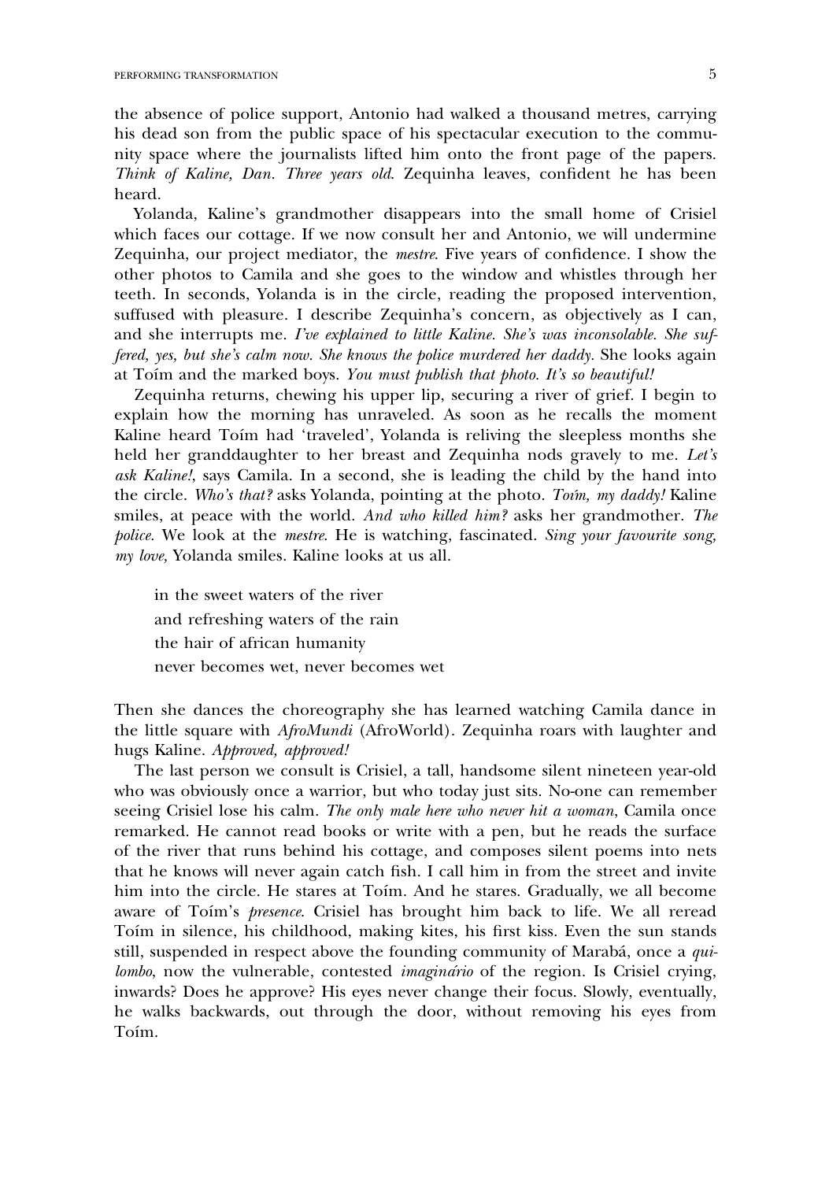the absence of police support, Antonio had walked a thousand metres, carrying his dead son from the public space of his spectacular execution to the community space where the journalists lifted him onto the front page of the papers. *Think of Kaline, Dan. Three years old*. Zequinha leaves, confident he has been heard.

Yolanda, Kaline's grandmother disappears into the small home of Crisiel which faces our cottage. If we now consult her and Antonio, we will undermine Zequinha, our project mediator, the *mestre*. Five years of confidence. I show the other photos to Camila and she goes to the window and whistles through her teeth. In seconds, Yolanda is in the circle, reading the proposed intervention, suffused with pleasure. I describe Zequinha's concern, as objectively as I can, and she interrupts me. *I've explained to little Kaline. She's was inconsolable. She suffered, yes, but she's calm now. She knows the police murdered her daddy.* She looks again at Toím and the marked boys. *You must publish that photo. It's so beautiful!*

Zequinha returns, chewing his upper lip, securing a river of grief. I begin to explain how the morning has unraveled. As soon as he recalls the moment Kaline heard Toím had 'traveled', Yolanda is reliving the sleepless months she held her granddaughter to her breast and Zequinha nods gravely to me. *Let's ask Kaline!*, says Camila. In a second, she is leading the child by the hand into the circle. *Who's that?* asks Yolanda, pointing at the photo. *Toím, my daddy!* Kaline smiles, at peace with the world. *And who killed him?* asks her grandmother. *The police*. We look at the *mestre*. He is watching, fascinated. *Sing your favourite song, my love,* Yolanda smiles. Kaline looks at us all.

> in the sweet waters of the river
> and refreshing waters of the rain
> the hair of african humanity
> never becomes wet, never becomes wet

Then she dances the choreography she has learned watching Camila dance in the little square with *AfroMundi* (AfroWorld). Zequinha roars with laughter and hugs Kaline. *Approved, approved!*

The last person we consult is Crisiel, a tall, handsome silent nineteen year-old who was obviously once a warrior, but who today just sits. No-one can remember seeing Crisiel lose his calm. *The only male here who never hit a woman*, Camila once remarked. He cannot read books or write with a pen, but he reads the surface of the river that runs behind his cottage, and composes silent poems into nets that he knows will never again catch fish. I call him in from the street and invite him into the circle. He stares at Toím. And he stares. Gradually, we all become aware of Toím's *presence*. Crisiel has brought him back to life. We all reread Toím in silence, his childhood, making kites, his first kiss. Even the sun stands still, suspended in respect above the founding community of Marabá, once a *quilombo*, now the vulnerable, contested *imaginário* of the region. Is Crisiel crying, inwards? Does he approve? His eyes never change their focus. Slowly, eventually, he walks backwards, out through the door, without removing his eyes from Toím.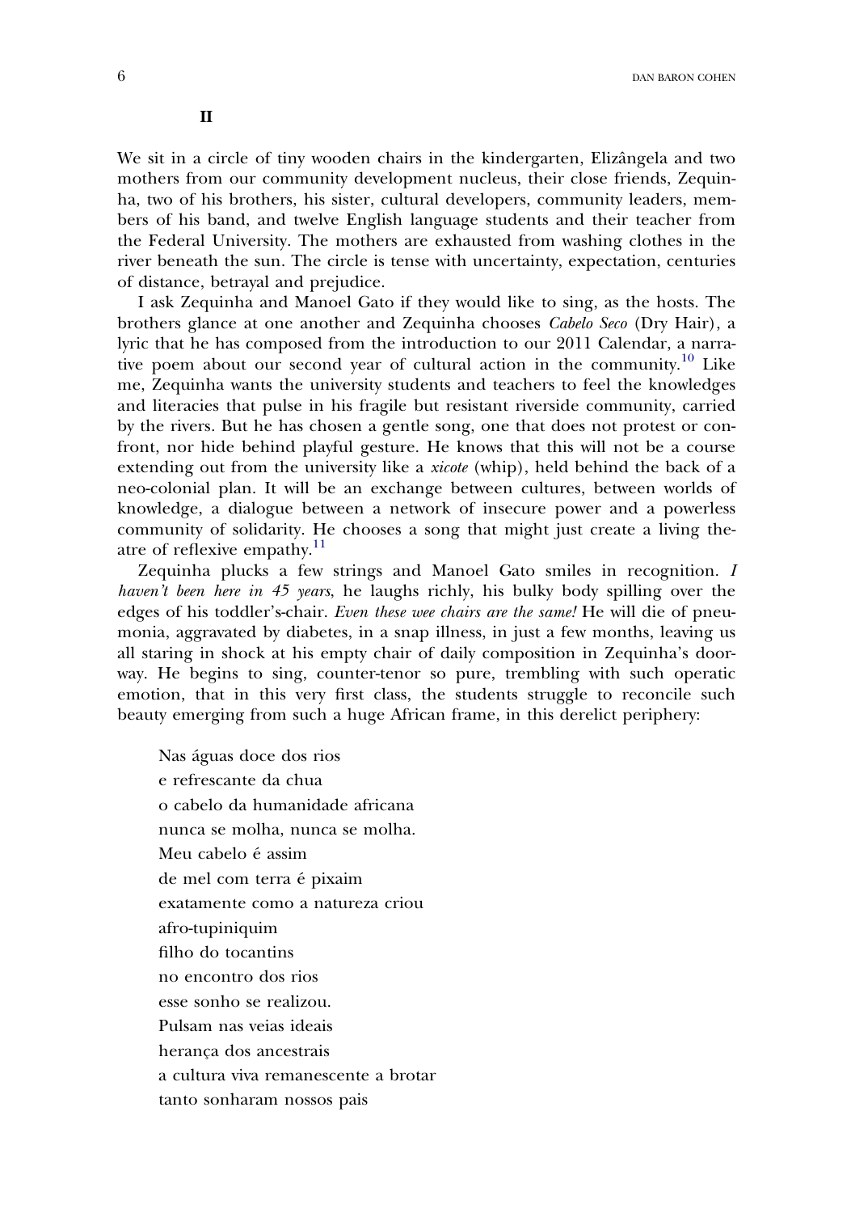## II

We sit in a circle of tiny wooden chairs in the kindergarten, Elizângela and two mothers from our community development nucleus, their close friends, Zequinha, two of his brothers, his sister, cultural developers, community leaders, members of his band, and twelve English language students and their teacher from the Federal University. The mothers are exhausted from washing clothes in the river beneath the sun. The circle is tense with uncertainty, expectation, centuries of distance, betrayal and prejudice.

I ask Zequinha and Manoel Gato if they would like to sing, as the hosts. The brothers glance at one another and Zequinha chooses *Cabelo Seco* (Dry Hair), a lyric that he has composed from the introduction to our 2011 Calendar, a narrative poem about our second year of cultural action in the community.[10] Like me, Zequinha wants the university students and teachers to feel the knowledges and literacies that pulse in his fragile but resistant riverside community, carried by the rivers. But he has chosen a gentle song, one that does not protest or confront, nor hide behind playful gesture. He knows that this will not be a course extending out from the university like a *xicote* (whip), held behind the back of a neo-colonial plan. It will be an exchange between cultures, between worlds of knowledge, a dialogue between a network of insecure power and a powerless community of solidarity. He chooses a song that might just create a living theatre of reflexive empathy.[11]

Zequinha plucks a few strings and Manoel Gato smiles in recognition. *I haven't been here in 45 years*, he laughs richly, his bulky body spilling over the edges of his toddler's-chair. *Even these wee chairs are the same!* He will die of pneumonia, aggravated by diabetes, in a snap illness, in just a few months, leaving us all staring in shock at his empty chair of daily composition in Zequinha's doorway. He begins to sing, counter-tenor so pure, trembling with such operatic emotion, that in this very first class, the students struggle to reconcile such beauty emerging from such a huge African frame, in this derelict periphery:

Nas águas doce dos rios  
e refrescante da chua  
o cabelo da humanidade africana  
nunca se molha, nunca se molha.  
Meu cabelo é assim  
de mel com terra é pixaim  
exatamente como a natureza criou  
afro-tupiniquim  
filho do tocantins  
no encontro dos rios  
esse sonho se realizou.  
Pulsam nas veias ideais  
herança dos ancestrais  
a cultura viva remanescente a brotar  
tanto sonharam nossos pais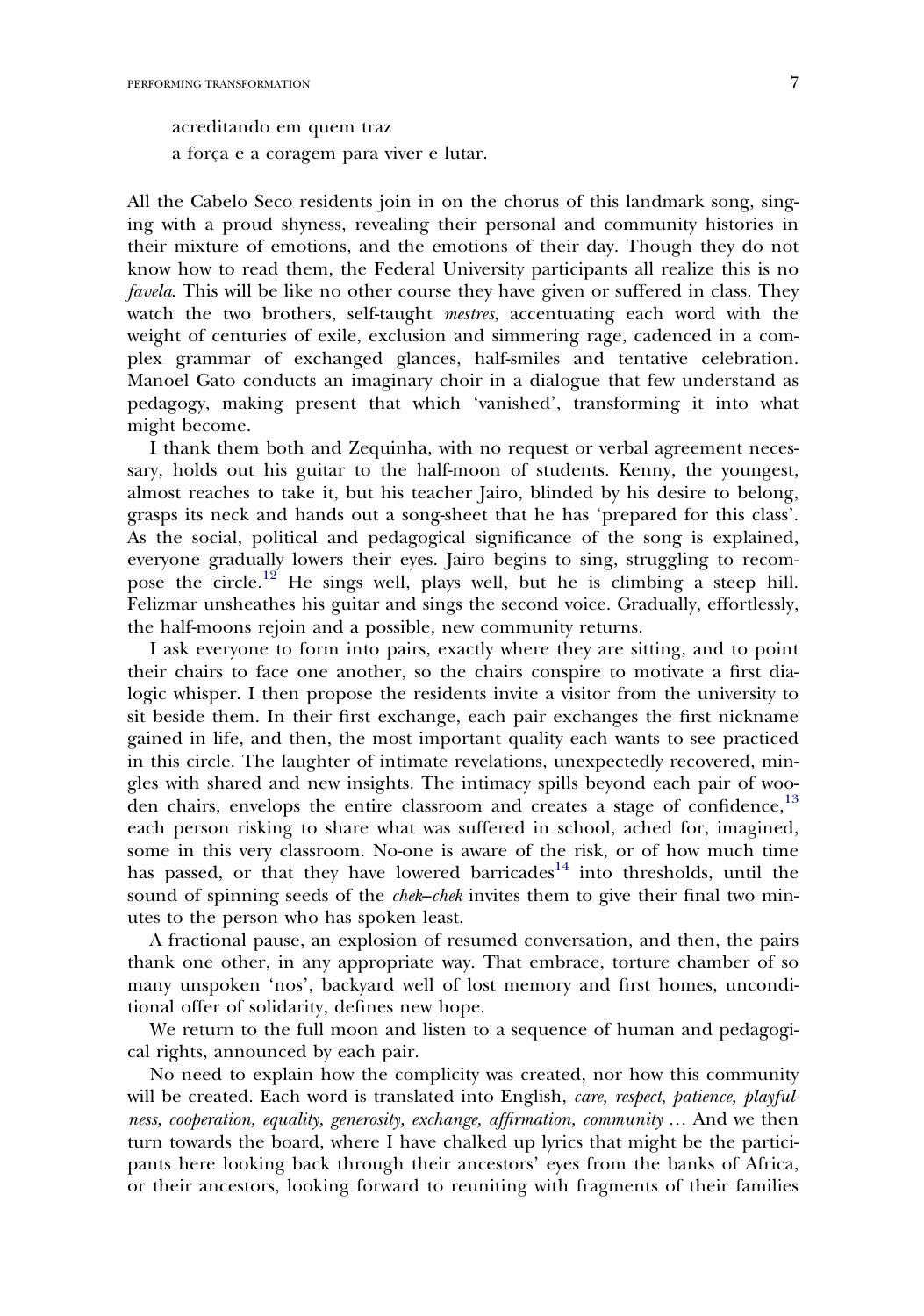acreditando em quem traz  
a força e a coragem para viver e lutar.

All the Cabelo Seco residents join in on the chorus of this landmark song, singing with a proud shyness, revealing their personal and community histories in their mixture of emotions, and the emotions of their day. Though they do not know how to read them, the Federal University participants all realize this is no *favela*. This will be like no other course they have given or suffered in class. They watch the two brothers, self-taught *mestres*, accentuating each word with the weight of centuries of exile, exclusion and simmering rage, cadenced in a complex grammar of exchanged glances, half-smiles and tentative celebration. Manoel Gato conducts an imaginary choir in a dialogue that few understand as pedagogy, making present that which 'vanished', transforming it into what might become.

I thank them both and Zequinha, with no request or verbal agreement necessary, holds out his guitar to the half-moon of students. Kenny, the youngest, almost reaches to take it, but his teacher Jairo, blinded by his desire to belong, grasps its neck and hands out a song-sheet that he has 'prepared for this class'. As the social, political and pedagogical significance of the song is explained, everyone gradually lowers their eyes. Jairo begins to sing, struggling to recompose the circle.[12] He sings well, plays well, but he is climbing a steep hill. Felizmar unsheathes his guitar and sings the second voice. Gradually, effortlessly, the half-moons rejoin and a possible, new community returns.

I ask everyone to form into pairs, exactly where they are sitting, and to point their chairs to face one another, so the chairs conspire to motivate a first dialogic whisper. I then propose the residents invite a visitor from the university to sit beside them. In their first exchange, each pair exchanges the first nickname gained in life, and then, the most important quality each wants to see practiced in this circle. The laughter of intimate revelations, unexpectedly recovered, mingles with shared and new insights. The intimacy spills beyond each pair of wooden chairs, envelops the entire classroom and creates a stage of confidence,[13] each person risking to share what was suffered in school, ached for, imagined, some in this very classroom. No-one is aware of the risk, or of how much time has passed, or that they have lowered barricades[14] into thresholds, until the sound of spinning seeds of the *chek–chek* invites them to give their final two minutes to the person who has spoken least.

A fractional pause, an explosion of resumed conversation, and then, the pairs thank one other, in any appropriate way. That embrace, torture chamber of so many unspoken 'nos', backyard well of lost memory and first homes, unconditional offer of solidarity, defines new hope.

We return to the full moon and listen to a sequence of human and pedagogical rights, announced by each pair.

No need to explain how the complicity was created, nor how this community will be created. Each word is translated into English, *care, respect, patience, playfulness, cooperation, equality, generosity, exchange, affirmation, community* … And we then turn towards the board, where I have chalked up lyrics that might be the participants here looking back through their ancestors' eyes from the banks of Africa, or their ancestors, looking forward to reuniting with fragments of their families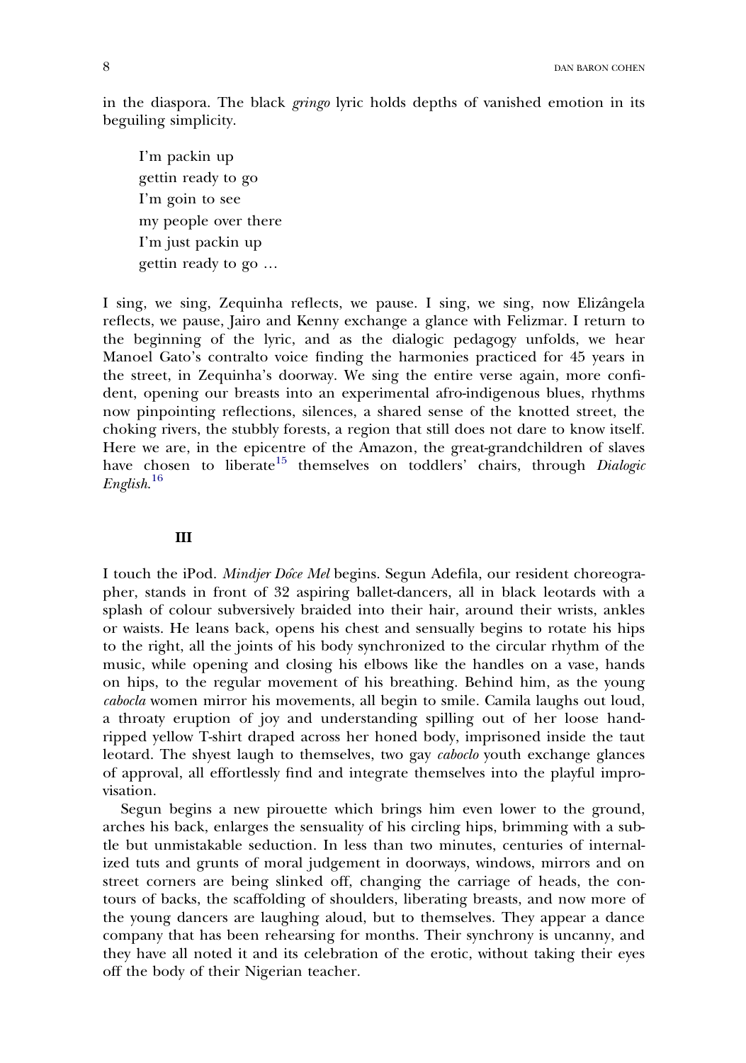in the diaspora. The black *gringo* lyric holds depths of vanished emotion in its beguiling simplicity.

> I'm packin up  
> gettin ready to go  
> I'm goin to see  
> my people over there  
> I'm just packin up  
> gettin ready to go …

I sing, we sing, Zequinha reflects, we pause. I sing, we sing, now Elizângela reflects, we pause, Jairo and Kenny exchange a glance with Felizmar. I return to the beginning of the lyric, and as the dialogic pedagogy unfolds, we hear Manoel Gato's contralto voice finding the harmonies practiced for 45 years in the street, in Zequinha's doorway. We sing the entire verse again, more confident, opening our breasts into an experimental afro-indigenous blues, rhythms now pinpointing reflections, silences, a shared sense of the knotted street, the choking rivers, the stubbly forests, a region that still does not dare to know itself. Here we are, in the epicentre of the Amazon, the great-grandchildren of slaves have chosen to liberate[15] themselves on toddlers' chairs, through *Dialogic English*.[16]

## III

I touch the iPod. *Mindjer Dôce Mel* begins. Segun Adefila, our resident choreographer, stands in front of 32 aspiring ballet-dancers, all in black leotards with a splash of colour subversively braided into their hair, around their wrists, ankles or waists. He leans back, opens his chest and sensually begins to rotate his hips to the right, all the joints of his body synchronized to the circular rhythm of the music, while opening and closing his elbows like the handles on a vase, hands on hips, to the regular movement of his breathing. Behind him, as the young *cabocla* women mirror his movements, all begin to smile. Camila laughs out loud, a throaty eruption of joy and understanding spilling out of her loose hand-ripped yellow T-shirt draped across her honed body, imprisoned inside the taut leotard. The shyest laugh to themselves, two gay *caboclo* youth exchange glances of approval, all effortlessly find and integrate themselves into the playful improvisation.

Segun begins a new pirouette which brings him even lower to the ground, arches his back, enlarges the sensuality of his circling hips, brimming with a subtle but unmistakable seduction. In less than two minutes, centuries of internalized tuts and grunts of moral judgement in doorways, windows, mirrors and on street corners are being slinked off, changing the carriage of heads, the contours of backs, the scaffolding of shoulders, liberating breasts, and now more of the young dancers are laughing aloud, but to themselves. They appear a dance company that has been rehearsing for months. Their synchrony is uncanny, and they have all noted it and its celebration of the erotic, without taking their eyes off the body of their Nigerian teacher.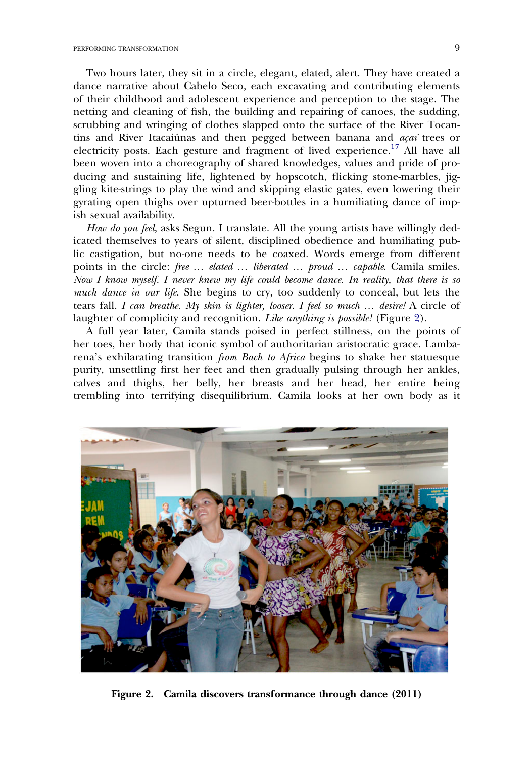Two hours later, they sit in a circle, elegant, elated, alert. They have created a dance narrative about Cabelo Seco, each excavating and contributing elements of their childhood and adolescent experience and perception to the stage. The netting and cleaning of fish, the building and repairing of canoes, the sudding, scrubbing and wringing of clothes slapped onto the surface of the River Tocantins and River Itacaiúnas and then pegged between banana and *açai´* trees or electricity posts. Each gesture and fragment of lived experience.[17] All have all been woven into a choreography of shared knowledges, values and pride of producing and sustaining life, lightened by hopscotch, flicking stone-marbles, jiggling kite-strings to play the wind and skipping elastic gates, even lowering their gyrating open thighs over upturned beer-bottles in a humiliating dance of impish sexual availability.

*How do you feel*, asks Segun. I translate. All the young artists have willingly dedicated themselves to years of silent, disciplined obedience and humiliating public castigation, but no-one needs to be coaxed. Words emerge from different points in the circle: *free … elated … liberated … proud … capable*. Camila smiles. *Now I know myself. I never knew my life could become dance. In reality, that there is so much dance in our life*. She begins to cry, too suddenly to conceal, but lets the tears fall. *I can breathe. My skin is lighter, looser. I feel so much … desire!* A circle of laughter of complicity and recognition. *Like anything is possible!* (Figure 2).

A full year later, Camila stands poised in perfect stillness, on the points of her toes, her body that iconic symbol of authoritarian aristocratic grace. Lambarena's exhilarating transition *from Bach to Africa* begins to shake her statuesque purity, unsettling first her feet and then gradually pulsing through her ankles, calves and thighs, her belly, her breasts and her head, her entire being trembling into terrifying disequilibrium. Camila looks at her own body as it

**Figure 2. Camila discovers transformance through dance (2011)**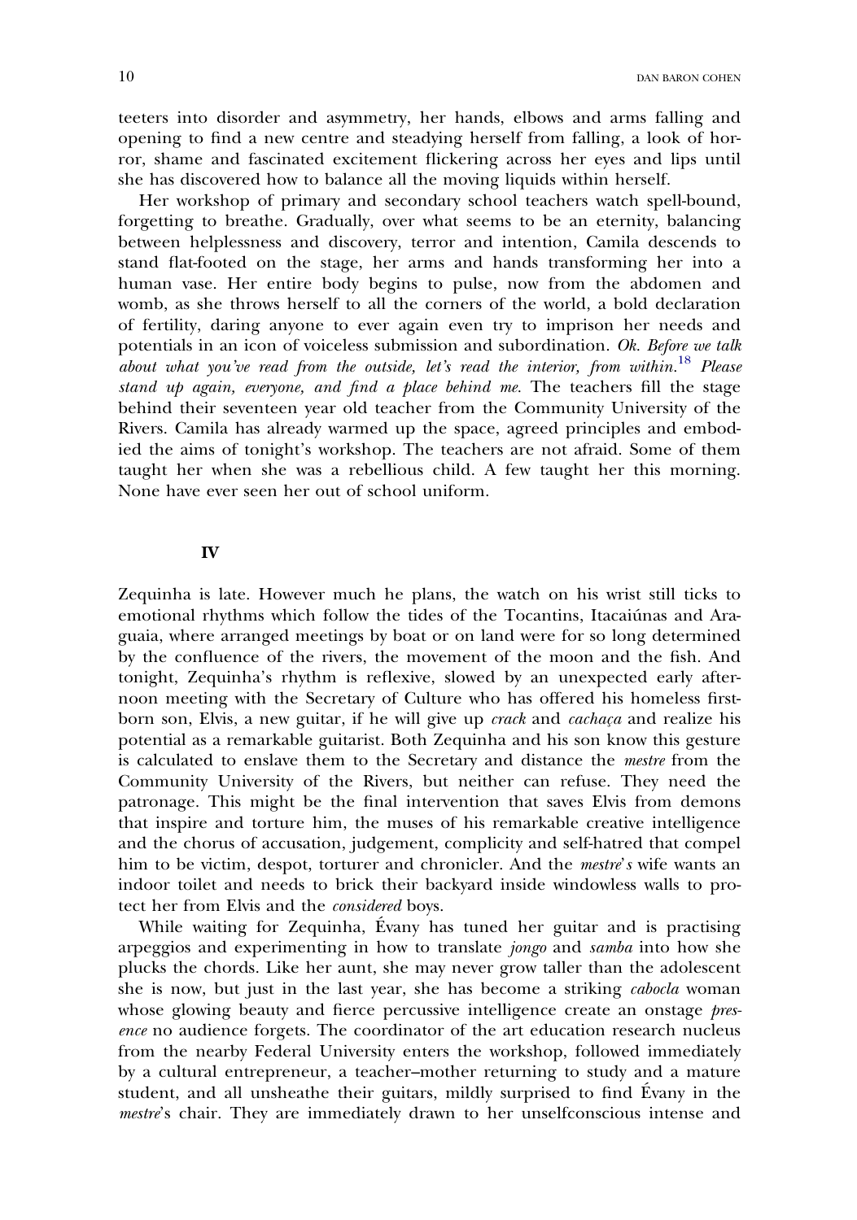teeters into disorder and asymmetry, her hands, elbows and arms falling and opening to find a new centre and steadying herself from falling, a look of horror, shame and fascinated excitement flickering across her eyes and lips until she has discovered how to balance all the moving liquids within herself.

Her workshop of primary and secondary school teachers watch spell-bound, forgetting to breathe. Gradually, over what seems to be an eternity, balancing between helplessness and discovery, terror and intention, Camila descends to stand flat-footed on the stage, her arms and hands transforming her into a human vase. Her entire body begins to pulse, now from the abdomen and womb, as she throws herself to all the corners of the world, a bold declaration of fertility, daring anyone to ever again even try to imprison her needs and potentials in an icon of voiceless submission and subordination. *Ok. Before we talk about what you've read from the outside, let's read the interior, from within.*[18] *Please stand up again, everyone, and find a place behind me.* The teachers fill the stage behind their seventeen year old teacher from the Community University of the Rivers. Camila has already warmed up the space, agreed principles and embodied the aims of tonight's workshop. The teachers are not afraid. Some of them taught her when she was a rebellious child. A few taught her this morning. None have ever seen her out of school uniform.

## IV

Zequinha is late. However much he plans, the watch on his wrist still ticks to emotional rhythms which follow the tides of the Tocantins, Itacaiúnas and Araguaia, where arranged meetings by boat or on land were for so long determined by the confluence of the rivers, the movement of the moon and the fish. And tonight, Zequinha's rhythm is reflexive, slowed by an unexpected early afternoon meeting with the Secretary of Culture who has offered his homeless first-born son, Elvis, a new guitar, if he will give up *crack* and *cachaça* and realize his potential as a remarkable guitarist. Both Zequinha and his son know this gesture is calculated to enslave them to the Secretary and distance the *mestre* from the Community University of the Rivers, but neither can refuse. They need the patronage. This might be the final intervention that saves Elvis from demons that inspire and torture him, the muses of his remarkable creative intelligence and the chorus of accusation, judgement, complicity and self-hatred that compel him to be victim, despot, torturer and chronicler. And the *mestre's* wife wants an indoor toilet and needs to brick their backyard inside windowless walls to protect her from Elvis and the *considered* boys.

While waiting for Zequinha, Évany has tuned her guitar and is practising arpeggios and experimenting in how to translate *jongo* and *samba* into how she plucks the chords. Like her aunt, she may never grow taller than the adolescent she is now, but just in the last year, she has become a striking *cabocla* woman whose glowing beauty and fierce percussive intelligence create an onstage *presence* no audience forgets. The coordinator of the art education research nucleus from the nearby Federal University enters the workshop, followed immediately by a cultural entrepreneur, a teacher–mother returning to study and a mature student, and all unsheathe their guitars, mildly surprised to find Évany in the *mestre*'s chair. They are immediately drawn to her unselfconscious intense and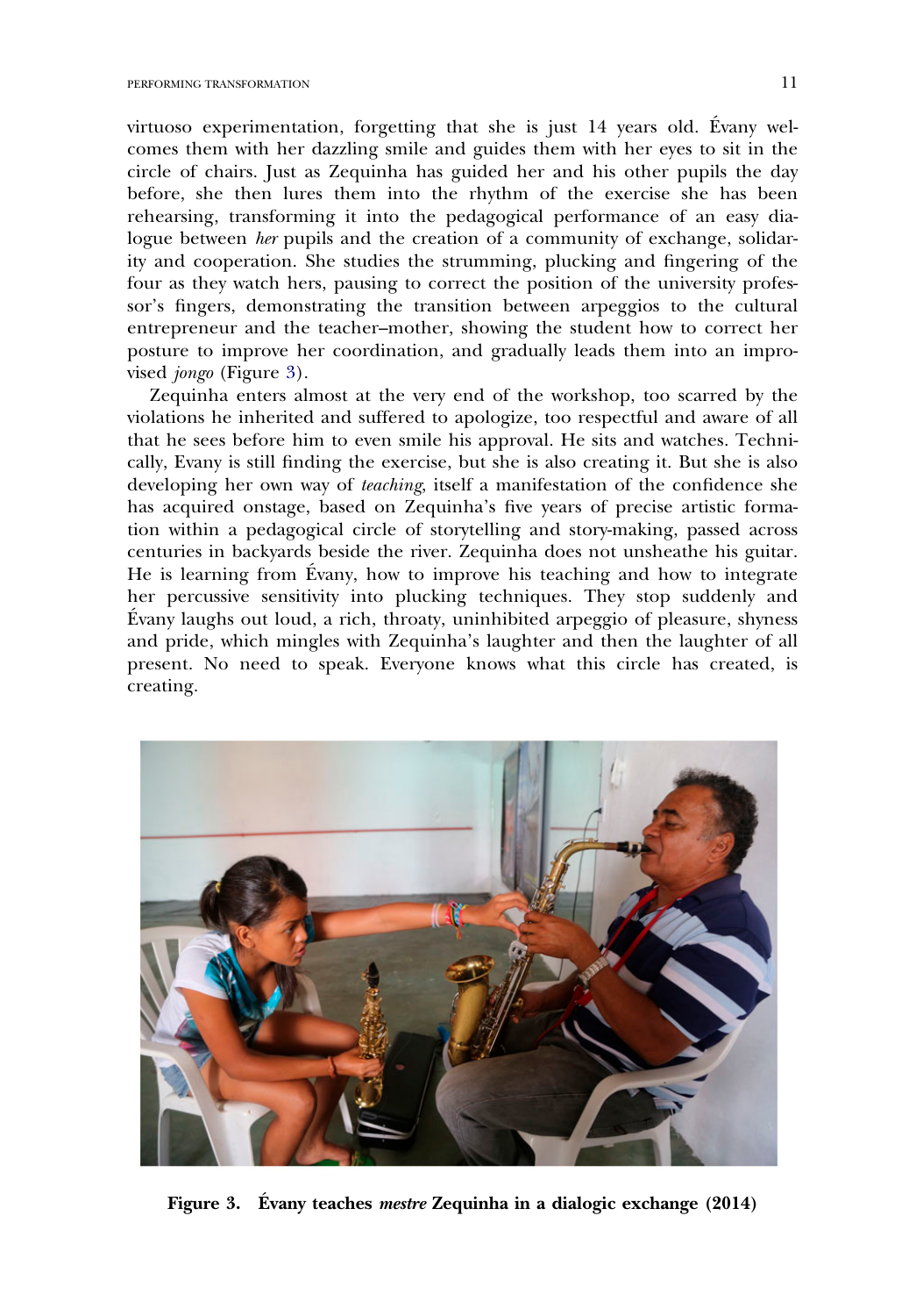virtuoso experimentation, forgetting that she is just 14 years old. Évany welcomes them with her dazzling smile and guides them with her eyes to sit in the circle of chairs. Just as Zequinha has guided her and his other pupils the day before, she then lures them into the rhythm of the exercise she has been rehearsing, transforming it into the pedagogical performance of an easy dialogue between *her* pupils and the creation of a community of exchange, solidarity and cooperation. She studies the strumming, plucking and fingering of the four as they watch hers, pausing to correct the position of the university professor's fingers, demonstrating the transition between arpeggios to the cultural entrepreneur and the teacher–mother, showing the student how to correct her posture to improve her coordination, and gradually leads them into an improvised *jongo* (Figure 3).

Zequinha enters almost at the very end of the workshop, too scarred by the violations he inherited and suffered to apologize, too respectful and aware of all that he sees before him to even smile his approval. He sits and watches. Technically, Evany is still finding the exercise, but she is also creating it. But she is also developing her own way of *teaching*, itself a manifestation of the confidence she has acquired onstage, based on Zequinha's five years of precise artistic formation within a pedagogical circle of storytelling and story-making, passed across centuries in backyards beside the river. Zequinha does not unsheathe his guitar. He is learning from Évany, how to improve his teaching and how to integrate her percussive sensitivity into plucking techniques. They stop suddenly and Évany laughs out loud, a rich, throaty, uninhibited arpeggio of pleasure, shyness and pride, which mingles with Zequinha's laughter and then the laughter of all present. No need to speak. Everyone knows what this circle has created, is creating.

**Figure 3. Évany teaches *mestre* Zequinha in a dialogic exchange (2014)**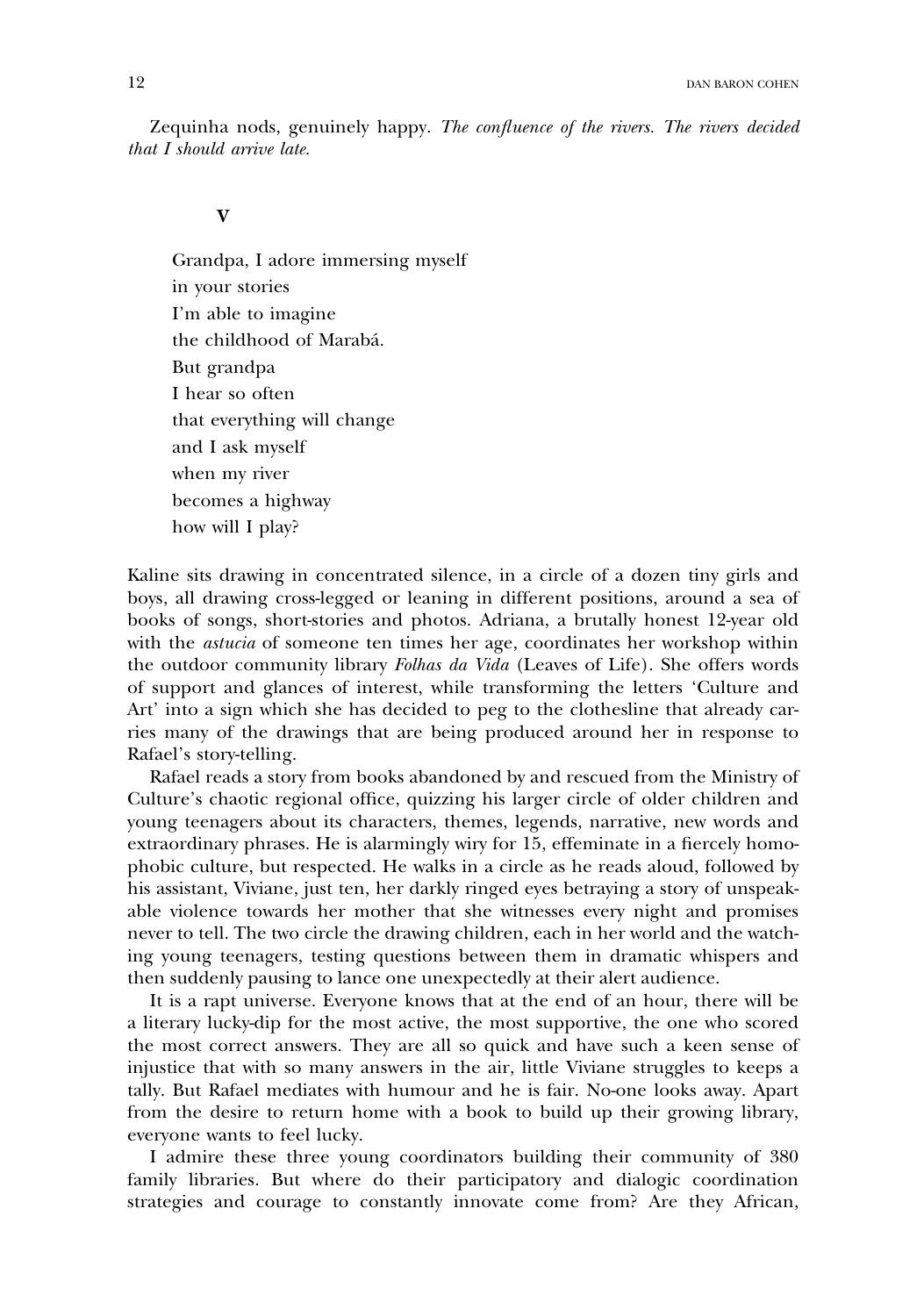Zequinha nods, genuinely happy. *The confluence of the rivers. The rivers decided that I should arrive late.*

## V

Grandpa, I adore immersing myself  
in your stories  
I'm able to imagine  
the childhood of Marabá.  
But grandpa  
I hear so often  
that everything will change  
and I ask myself  
when my river  
becomes a highway  
how will I play?

Kaline sits drawing in concentrated silence, in a circle of a dozen tiny girls and boys, all drawing cross-legged or leaning in different positions, around a sea of books of songs, short-stories and photos. Adriana, a brutally honest 12-year old with the *astucia* of someone ten times her age, coordinates her workshop within the outdoor community library *Folhas da Vida* (Leaves of Life). She offers words of support and glances of interest, while transforming the letters 'Culture and Art' into a sign which she has decided to peg to the clothesline that already carries many of the drawings that are being produced around her in response to Rafael's story-telling.

Rafael reads a story from books abandoned by and rescued from the Ministry of Culture's chaotic regional office, quizzing his larger circle of older children and young teenagers about its characters, themes, legends, narrative, new words and extraordinary phrases. He is alarmingly wiry for 15, effeminate in a fiercely homophobic culture, but respected. He walks in a circle as he reads aloud, followed by his assistant, Viviane, just ten, her darkly ringed eyes betraying a story of unspeakable violence towards her mother that she witnesses every night and promises never to tell. The two circle the drawing children, each in her world and the watching young teenagers, testing questions between them in dramatic whispers and then suddenly pausing to lance one unexpectedly at their alert audience.

It is a rapt universe. Everyone knows that at the end of an hour, there will be a literary lucky-dip for the most active, the most supportive, the one who scored the most correct answers. They are all so quick and have such a keen sense of injustice that with so many answers in the air, little Viviane struggles to keeps a tally. But Rafael mediates with humour and he is fair. No-one looks away. Apart from the desire to return home with a book to build up their growing library, everyone wants to feel lucky.

I admire these three young coordinators building their community of 380 family libraries. But where do their participatory and dialogic coordination strategies and courage to constantly innovate come from? Are they African,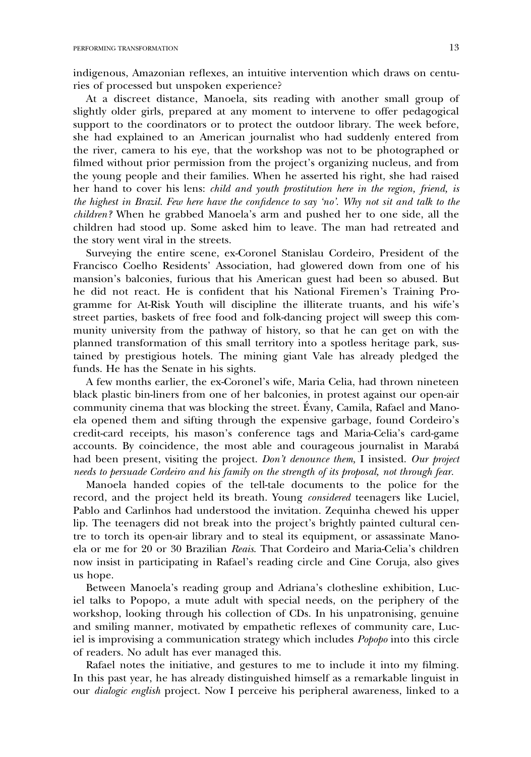indigenous, Amazonian reflexes, an intuitive intervention which draws on centuries of processed but unspoken experience?

At a discreet distance, Manoela, sits reading with another small group of slightly older girls, prepared at any moment to intervene to offer pedagogical support to the coordinators or to protect the outdoor library. The week before, she had explained to an American journalist who had suddenly entered from the river, camera to his eye, that the workshop was not to be photographed or filmed without prior permission from the project's organizing nucleus, and from the young people and their families. When he asserted his right, she had raised her hand to cover his lens: *child and youth prostitution here in the region, friend, is the highest in Brazil. Few here have the confidence to say 'no'. Why not sit and talk to the children?* When he grabbed Manoela's arm and pushed her to one side, all the children had stood up. Some asked him to leave. The man had retreated and the story went viral in the streets.

Surveying the entire scene, ex-Coronel Stanislau Cordeiro, President of the Francisco Coelho Residents' Association, had glowered down from one of his mansion's balconies, furious that his American guest had been so abused. But he did not react. He is confident that his National Firemen's Training Programme for At-Risk Youth will discipline the illiterate truants, and his wife's street parties, baskets of free food and folk-dancing project will sweep this community university from the pathway of history, so that he can get on with the planned transformation of this small territory into a spotless heritage park, sustained by prestigious hotels. The mining giant Vale has already pledged the funds. He has the Senate in his sights.

A few months earlier, the ex-Coronel's wife, Maria Celia, had thrown nineteen black plastic bin-liners from one of her balconies, in protest against our open-air community cinema that was blocking the street. Évany, Camila, Rafael and Manoela opened them and sifting through the expensive garbage, found Cordeiro's credit-card receipts, his mason's conference tags and Maria-Celia's card-game accounts. By coincidence, the most able and courageous journalist in Marabá had been present, visiting the project. *Don't denounce them,* I insisted. *Our project needs to persuade Cordeiro and his family on the strength of its proposal, not through fear.*

Manoela handed copies of the tell-tale documents to the police for the record, and the project held its breath. Young *considered* teenagers like Luciel, Pablo and Carlinhos had understood the invitation. Zequinha chewed his upper lip. The teenagers did not break into the project's brightly painted cultural centre to torch its open-air library and to steal its equipment, or assassinate Manoela or me for 20 or 30 Brazilian *Reais*. That Cordeiro and Maria-Celia's children now insist in participating in Rafael's reading circle and Cine Coruja, also gives us hope.

Between Manoela's reading group and Adriana's clothesline exhibition, Luciel talks to Popopo, a mute adult with special needs, on the periphery of the workshop, looking through his collection of CDs. In his unpatronising, genuine and smiling manner, motivated by empathetic reflexes of community care, Luciel is improvising a communication strategy which includes *Popopo* into this circle of readers. No adult has ever managed this.

Rafael notes the initiative, and gestures to me to include it into my filming. In this past year, he has already distinguished himself as a remarkable linguist in our *dialogic english* project. Now I perceive his peripheral awareness, linked to a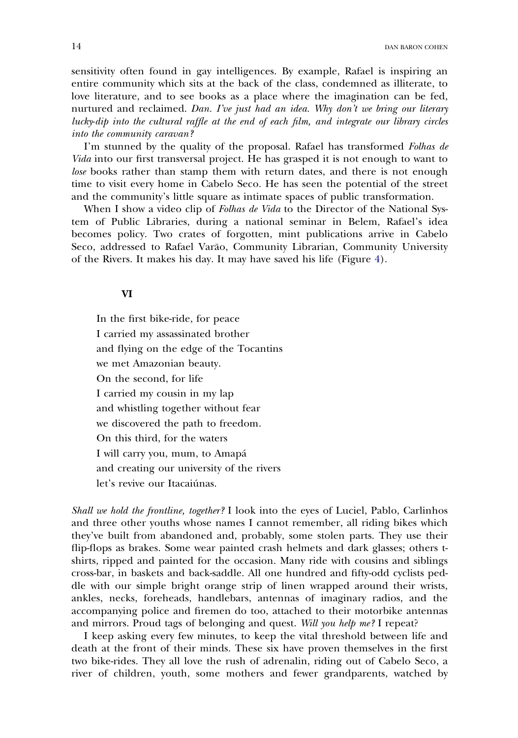sensitivity often found in gay intelligences. By example, Rafael is inspiring an entire community which sits at the back of the class, condemned as illiterate, to love literature, and to see books as a place where the imagination can be fed, nurtured and reclaimed. *Dan. I've just had an idea. Why don't we bring our literary lucky-dip into the cultural raffle at the end of each film, and integrate our library circles into the community caravan?*

I'm stunned by the quality of the proposal. Rafael has transformed *Folhas de Vida* into our first transversal project. He has grasped it is not enough to want to *lose* books rather than stamp them with return dates, and there is not enough time to visit every home in Cabelo Seco. He has seen the potential of the street and the community's little square as intimate spaces of public transformation.

When I show a video clip of *Folhas de Vida* to the Director of the National System of Public Libraries, during a national seminar in Belem, Rafael's idea becomes policy. Two crates of forgotten, mint publications arrive in Cabelo Seco, addressed to Rafael Varão, Community Librarian, Community University of the Rivers. It makes his day. It may have saved his life (Figure 4).

## VI

In the first bike-ride, for peace
I carried my assassinated brother
and flying on the edge of the Tocantins
we met Amazonian beauty.
On the second, for life
I carried my cousin in my lap
and whistling together without fear
we discovered the path to freedom.
On this third, for the waters
I will carry you, mum, to Amapá
and creating our university of the rivers
let's revive our Itacaiúnas.

*Shall we hold the frontline, together?* I look into the eyes of Luciel, Pablo, Carlinhos and three other youths whose names I cannot remember, all riding bikes which they've built from abandoned and, probably, some stolen parts. They use their flip-flops as brakes. Some wear painted crash helmets and dark glasses; others t-shirts, ripped and painted for the occasion. Many ride with cousins and siblings cross-bar, in baskets and back-saddle. All one hundred and fifty-odd cyclists peddle with our simple bright orange strip of linen wrapped around their wrists, ankles, necks, foreheads, handlebars, antennas of imaginary radios, and the accompanying police and firemen do too, attached to their motorbike antennas and mirrors. Proud tags of belonging and quest. *Will you help me?* I repeat?

I keep asking every few minutes, to keep the vital threshold between life and death at the front of their minds. These six have proven themselves in the first two bike-rides. They all love the rush of adrenalin, riding out of Cabelo Seco, a river of children, youth, some mothers and fewer grandparents, watched by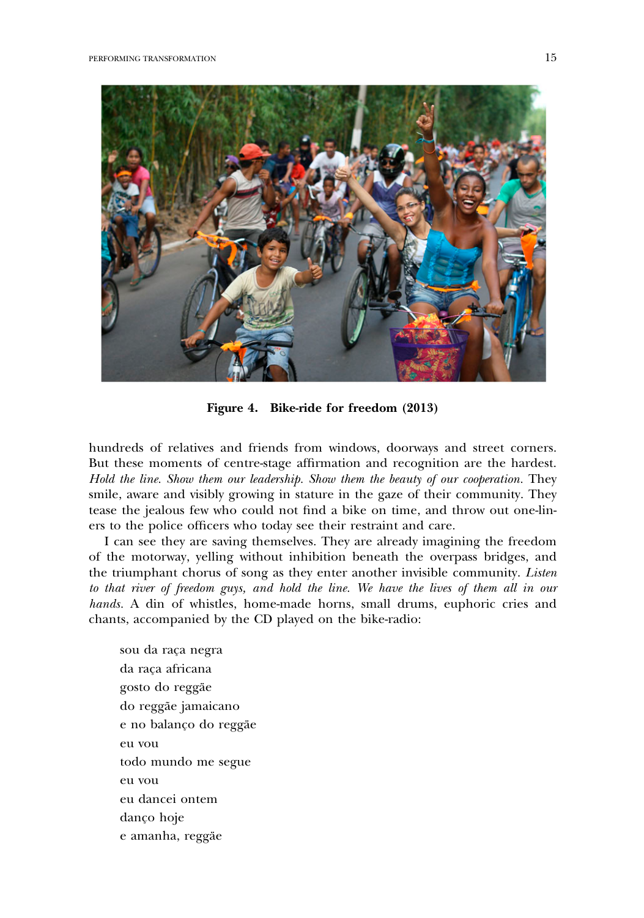**Figure 4. Bike-ride for freedom (2013)**

hundreds of relatives and friends from windows, doorways and street corners. But these moments of centre-stage affirmation and recognition are the hardest. *Hold the line. Show them our leadership. Show them the beauty of our cooperation.* They smile, aware and visibly growing in stature in the gaze of their community. They tease the jealous few who could not find a bike on time, and throw out one-liners to the police officers who today see their restraint and care.

I can see they are saving themselves. They are already imagining the freedom of the motorway, yelling without inhibition beneath the overpass bridges, and the triumphant chorus of song as they enter another invisible community. *Listen to that river of freedom guys, and hold the line. We have the lives of them all in our hands.* A din of whistles, home-made horns, small drums, euphoric cries and chants, accompanied by the CD played on the bike-radio:

> sou da raça negra
> da raça africana
> gosto do reggäe
> do reggäe jamaicano
> e no balanço do reggäe
> eu vou
> todo mundo me segue
> eu vou
> eu dancei ontem
> danço hoje
> e amanha, reggäe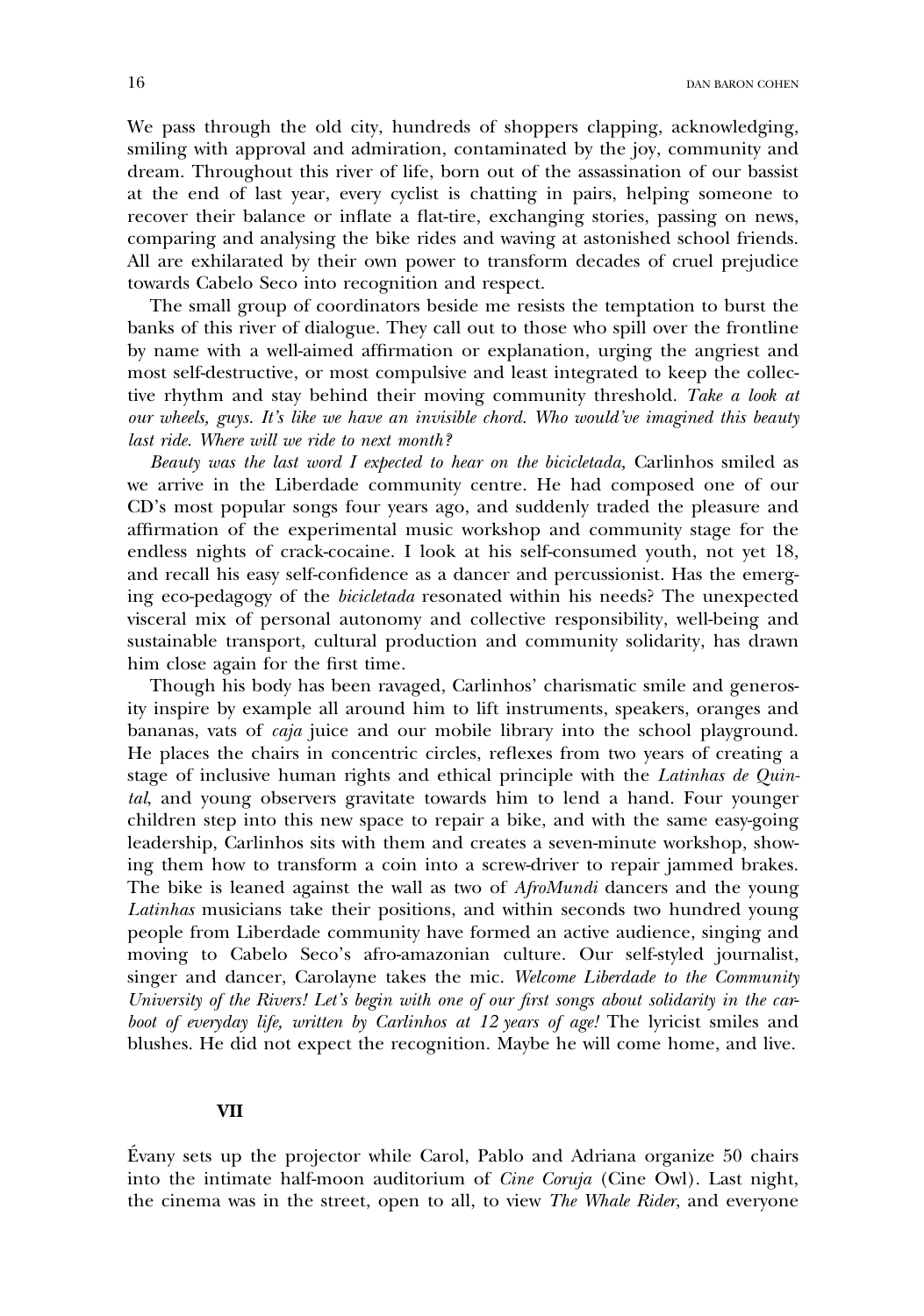We pass through the old city, hundreds of shoppers clapping, acknowledging, smiling with approval and admiration, contaminated by the joy, community and dream. Throughout this river of life, born out of the assassination of our bassist at the end of last year, every cyclist is chatting in pairs, helping someone to recover their balance or inflate a flat-tire, exchanging stories, passing on news, comparing and analysing the bike rides and waving at astonished school friends. All are exhilarated by their own power to transform decades of cruel prejudice towards Cabelo Seco into recognition and respect.

The small group of coordinators beside me resists the temptation to burst the banks of this river of dialogue. They call out to those who spill over the frontline by name with a well-aimed affirmation or explanation, urging the angriest and most self-destructive, or most compulsive and least integrated to keep the collective rhythm and stay behind their moving community threshold. *Take a look at our wheels, guys. It's like we have an invisible chord. Who would've imagined this beauty last ride. Where will we ride to next month?*

*Beauty was the last word I expected to hear on the bicicletada,* Carlinhos smiled as we arrive in the Liberdade community centre. He had composed one of our CD's most popular songs four years ago, and suddenly traded the pleasure and affirmation of the experimental music workshop and community stage for the endless nights of crack-cocaine. I look at his self-consumed youth, not yet 18, and recall his easy self-confidence as a dancer and percussionist. Has the emerging eco-pedagogy of the *bicicletada* resonated within his needs? The unexpected visceral mix of personal autonomy and collective responsibility, well-being and sustainable transport, cultural production and community solidarity, has drawn him close again for the first time.

Though his body has been ravaged, Carlinhos' charismatic smile and generosity inspire by example all around him to lift instruments, speakers, oranges and bananas, vats of *caja* juice and our mobile library into the school playground. He places the chairs in concentric circles, reflexes from two years of creating a stage of inclusive human rights and ethical principle with the *Latinhas de Quintal*, and young observers gravitate towards him to lend a hand. Four younger children step into this new space to repair a bike, and with the same easy-going leadership, Carlinhos sits with them and creates a seven-minute workshop, showing them how to transform a coin into a screw-driver to repair jammed brakes. The bike is leaned against the wall as two of *AfroMundi* dancers and the young *Latinhas* musicians take their positions, and within seconds two hundred young people from Liberdade community have formed an active audience, singing and moving to Cabelo Seco's afro-amazonian culture. Our self-styled journalist, singer and dancer, Carolayne takes the mic. *Welcome Liberdade to the Community University of the Rivers! Let's begin with one of our first songs about solidarity in the car-boot of everyday life, written by Carlinhos at 12 years of age!* The lyricist smiles and blushes. He did not expect the recognition. Maybe he will come home, and live.

## VII

Évany sets up the projector while Carol, Pablo and Adriana organize 50 chairs into the intimate half-moon auditorium of *Cine Coruja* (Cine Owl). Last night, the cinema was in the street, open to all, to view *The Whale Rider*, and everyone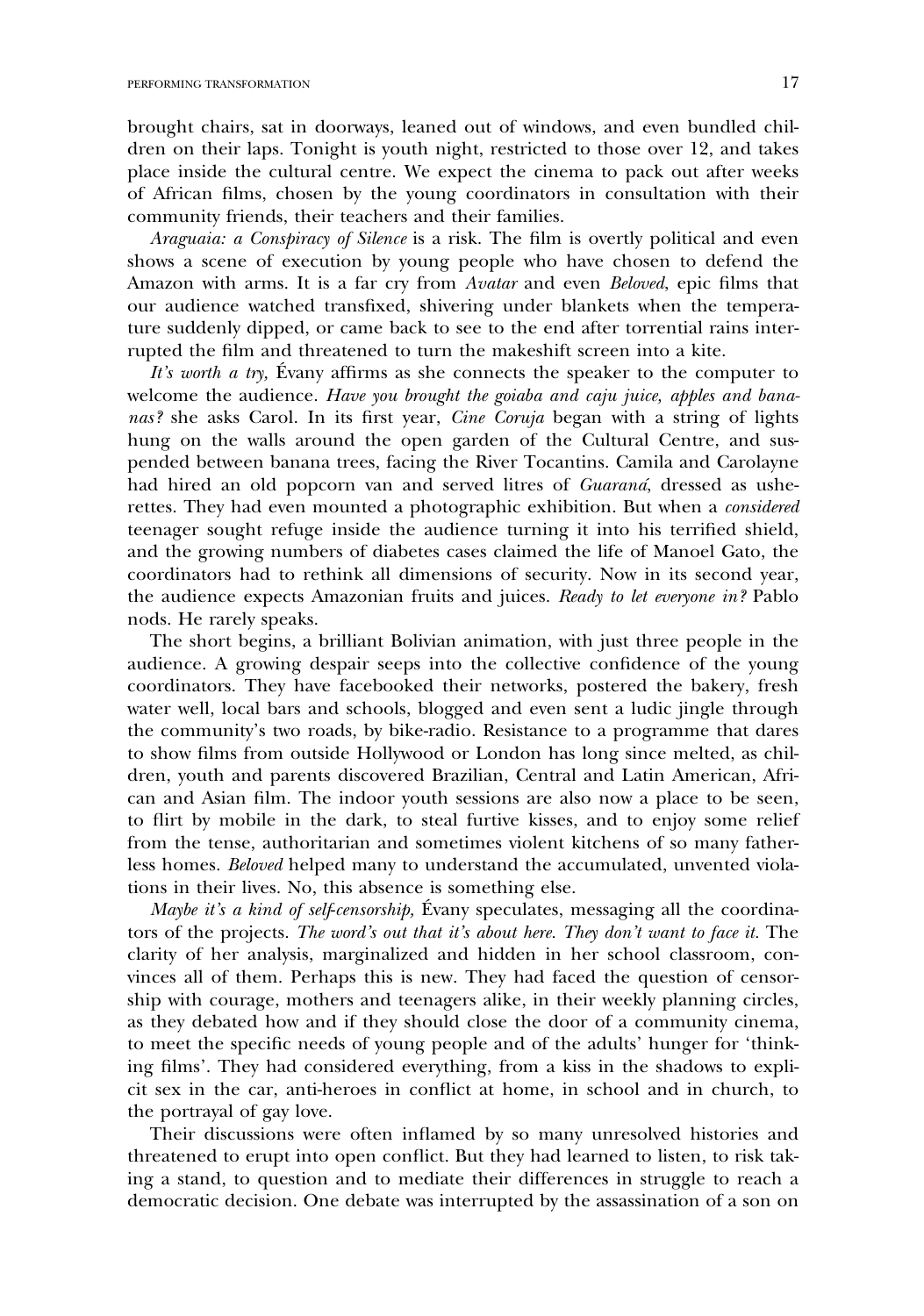brought chairs, sat in doorways, leaned out of windows, and even bundled children on their laps. Tonight is youth night, restricted to those over 12, and takes place inside the cultural centre. We expect the cinema to pack out after weeks of African films, chosen by the young coordinators in consultation with their community friends, their teachers and their families.

*Araguaia: a Conspiracy of Silence* is a risk. The film is overtly political and even shows a scene of execution by young people who have chosen to defend the Amazon with arms. It is a far cry from *Avatar* and even *Beloved*, epic films that our audience watched transfixed, shivering under blankets when the temperature suddenly dipped, or came back to see to the end after torrential rains interrupted the film and threatened to turn the makeshift screen into a kite.

*It's worth a try,* Évany affirms as she connects the speaker to the computer to welcome the audience. *Have you brought the goiaba and caju juice, apples and bananas?* she asks Carol. In its first year, *Cine Coruja* began with a string of lights hung on the walls around the open garden of the Cultural Centre, and suspended between banana trees, facing the River Tocantins. Camila and Carolayne had hired an old popcorn van and served litres of *Guaraná*, dressed as usherettes. They had even mounted a photographic exhibition. But when a *considered* teenager sought refuge inside the audience turning it into his terrified shield, and the growing numbers of diabetes cases claimed the life of Manoel Gato, the coordinators had to rethink all dimensions of security. Now in its second year, the audience expects Amazonian fruits and juices. *Ready to let everyone in?* Pablo nods. He rarely speaks.

The short begins, a brilliant Bolivian animation, with just three people in the audience. A growing despair seeps into the collective confidence of the young coordinators. They have facebooked their networks, postered the bakery, fresh water well, local bars and schools, blogged and even sent a ludic jingle through the community's two roads, by bike-radio. Resistance to a programme that dares to show films from outside Hollywood or London has long since melted, as children, youth and parents discovered Brazilian, Central and Latin American, African and Asian film. The indoor youth sessions are also now a place to be seen, to flirt by mobile in the dark, to steal furtive kisses, and to enjoy some relief from the tense, authoritarian and sometimes violent kitchens of so many fatherless homes. *Beloved* helped many to understand the accumulated, unvented violations in their lives. No, this absence is something else.

*Maybe it's a kind of self-censorship,* Évany speculates, messaging all the coordinators of the projects. *The word's out that it's about here. They don't want to face it.* The clarity of her analysis, marginalized and hidden in her school classroom, convinces all of them. Perhaps this is new. They had faced the question of censorship with courage, mothers and teenagers alike, in their weekly planning circles, as they debated how and if they should close the door of a community cinema, to meet the specific needs of young people and of the adults' hunger for 'thinking films'. They had considered everything, from a kiss in the shadows to explicit sex in the car, anti-heroes in conflict at home, in school and in church, to the portrayal of gay love.

Their discussions were often inflamed by so many unresolved histories and threatened to erupt into open conflict. But they had learned to listen, to risk taking a stand, to question and to mediate their differences in struggle to reach a democratic decision. One debate was interrupted by the assassination of a son on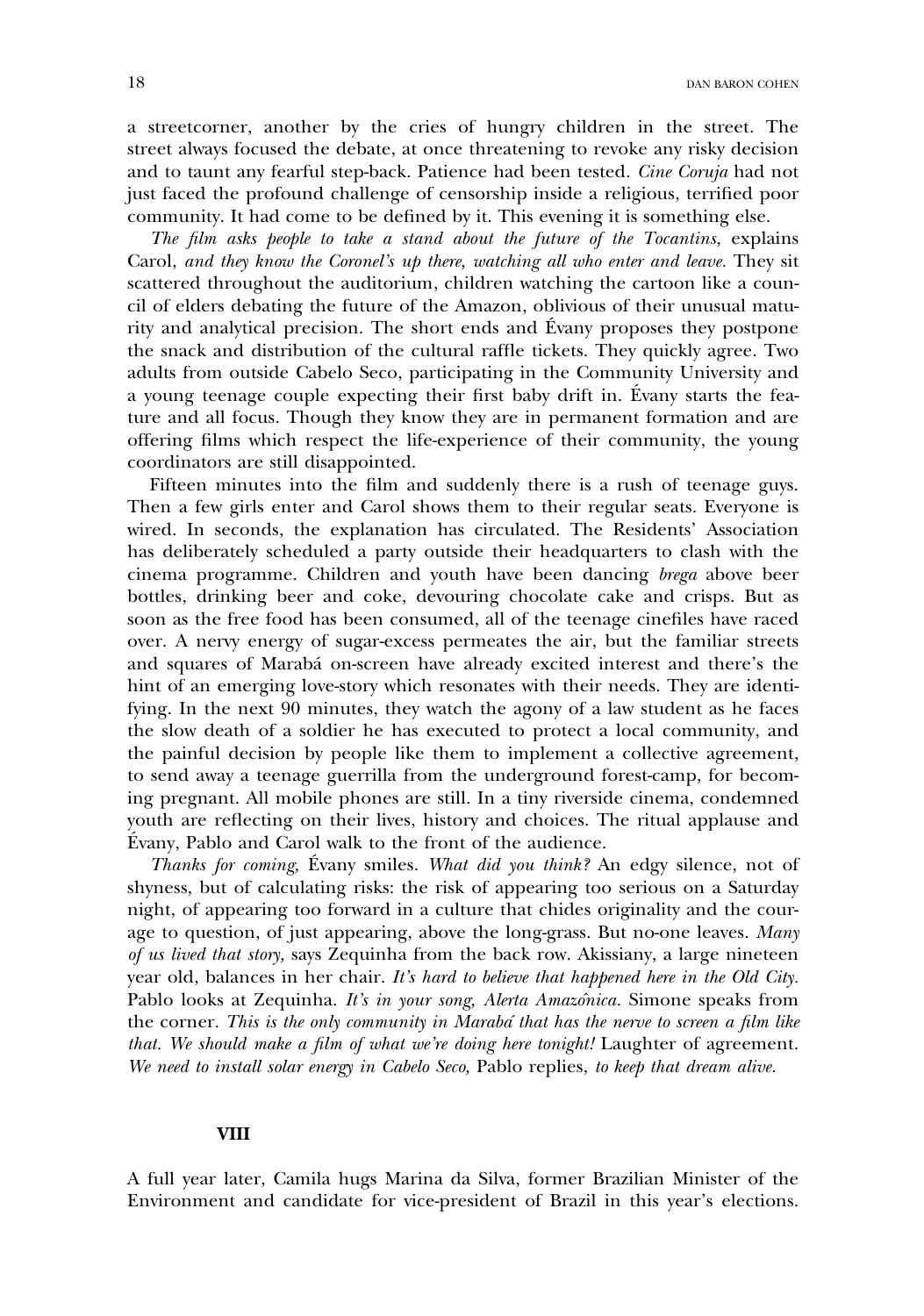a streetcorner, another by the cries of hungry children in the street. The street always focused the debate, at once threatening to revoke any risky decision and to taunt any fearful step-back. Patience had been tested. *Cine Coruja* had not just faced the profound challenge of censorship inside a religious, terrified poor community. It had come to be defined by it. This evening it is something else.

*The film asks people to take a stand about the future of the Tocantins,* explains Carol, *and they know the Coronel's up there, watching all who enter and leave.* They sit scattered throughout the auditorium, children watching the cartoon like a council of elders debating the future of the Amazon, oblivious of their unusual maturity and analytical precision. The short ends and Évany proposes they postpone the snack and distribution of the cultural raffle tickets. They quickly agree. Two adults from outside Cabelo Seco, participating in the Community University and a young teenage couple expecting their first baby drift in. Évany starts the feature and all focus. Though they know they are in permanent formation and are offering films which respect the life-experience of their community, the young coordinators are still disappointed.

Fifteen minutes into the film and suddenly there is a rush of teenage guys. Then a few girls enter and Carol shows them to their regular seats. Everyone is wired. In seconds, the explanation has circulated. The Residents' Association has deliberately scheduled a party outside their headquarters to clash with the cinema programme. Children and youth have been dancing *brega* above beer bottles, drinking beer and coke, devouring chocolate cake and crisps. But as soon as the free food has been consumed, all of the teenage cinefiles have raced over. A nervy energy of sugar-excess permeates the air, but the familiar streets and squares of Marabá on-screen have already excited interest and there's the hint of an emerging love-story which resonates with their needs. They are identifying. In the next 90 minutes, they watch the agony of a law student as he faces the slow death of a soldier he has executed to protect a local community, and the painful decision by people like them to implement a collective agreement, to send away a teenage guerrilla from the underground forest-camp, for becoming pregnant. All mobile phones are still. In a tiny riverside cinema, condemned youth are reflecting on their lives, history and choices. The ritual applause and Évany, Pablo and Carol walk to the front of the audience.

*Thanks for coming,* Évany smiles. *What did you think?* An edgy silence, not of shyness, but of calculating risks: the risk of appearing too serious on a Saturday night, of appearing too forward in a culture that chides originality and the courage to question, of just appearing, above the long-grass. But no-one leaves. *Many of us lived that story,* says Zequinha from the back row. Akissiany, a large nineteen year old, balances in her chair. *It's hard to believe that happened here in the Old City.* Pablo looks at Zequinha. *It's in your song, Alerta Amazônica.* Simone speaks from the corner. *This is the only community in Marabá that has the nerve to screen a film like that. We should make a film of what we're doing here tonight!* Laughter of agreement. *We need to install solar energy in Cabelo Seco,* Pablo replies, *to keep that dream alive.*

## VIII

A full year later, Camila hugs Marina da Silva, former Brazilian Minister of the Environment and candidate for vice-president of Brazil in this year's elections.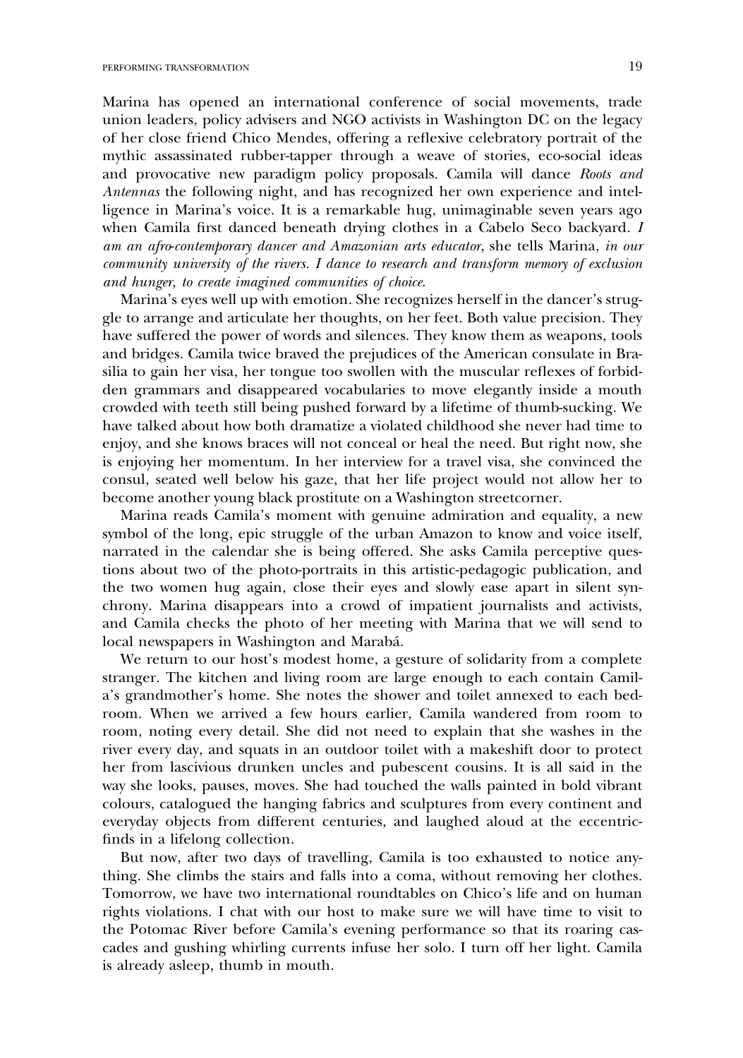Marina has opened an international conference of social movements, trade union leaders, policy advisers and NGO activists in Washington DC on the legacy of her close friend Chico Mendes, offering a reflexive celebratory portrait of the mythic assassinated rubber-tapper through a weave of stories, eco-social ideas and provocative new paradigm policy proposals. Camila will dance *Roots and Antennas* the following night, and has recognized her own experience and intelligence in Marina's voice. It is a remarkable hug, unimaginable seven years ago when Camila first danced beneath drying clothes in a Cabelo Seco backyard. *I am an afro-contemporary dancer and Amazonian arts educator,* she tells Marina, *in our community university of the rivers. I dance to research and transform memory of exclusion and hunger, to create imagined communities of choice.*

Marina's eyes well up with emotion. She recognizes herself in the dancer's struggle to arrange and articulate her thoughts, on her feet. Both value precision. They have suffered the power of words and silences. They know them as weapons, tools and bridges. Camila twice braved the prejudices of the American consulate in Brasilia to gain her visa, her tongue too swollen with the muscular reflexes of forbidden grammars and disappeared vocabularies to move elegantly inside a mouth crowded with teeth still being pushed forward by a lifetime of thumb-sucking. We have talked about how both dramatize a violated childhood she never had time to enjoy, and she knows braces will not conceal or heal the need. But right now, she is enjoying her momentum. In her interview for a travel visa, she convinced the consul, seated well below his gaze, that her life project would not allow her to become another young black prostitute on a Washington streetcorner.

Marina reads Camila's moment with genuine admiration and equality, a new symbol of the long, epic struggle of the urban Amazon to know and voice itself, narrated in the calendar she is being offered. She asks Camila perceptive questions about two of the photo-portraits in this artistic-pedagogic publication, and the two women hug again, close their eyes and slowly ease apart in silent synchrony. Marina disappears into a crowd of impatient journalists and activists, and Camila checks the photo of her meeting with Marina that we will send to local newspapers in Washington and Marabá.

We return to our host's modest home, a gesture of solidarity from a complete stranger. The kitchen and living room are large enough to each contain Camila's grandmother's home. She notes the shower and toilet annexed to each bedroom. When we arrived a few hours earlier, Camila wandered from room to room, noting every detail. She did not need to explain that she washes in the river every day, and squats in an outdoor toilet with a makeshift door to protect her from lascivious drunken uncles and pubescent cousins. It is all said in the way she looks, pauses, moves. She had touched the walls painted in bold vibrant colours, catalogued the hanging fabrics and sculptures from every continent and everyday objects from different centuries, and laughed aloud at the eccentric-finds in a lifelong collection.

But now, after two days of travelling, Camila is too exhausted to notice anything. She climbs the stairs and falls into a coma, without removing her clothes. Tomorrow, we have two international roundtables on Chico's life and on human rights violations. I chat with our host to make sure we will have time to visit to the Potomac River before Camila's evening performance so that its roaring cascades and gushing whirling currents infuse her solo. I turn off her light. Camila is already asleep, thumb in mouth.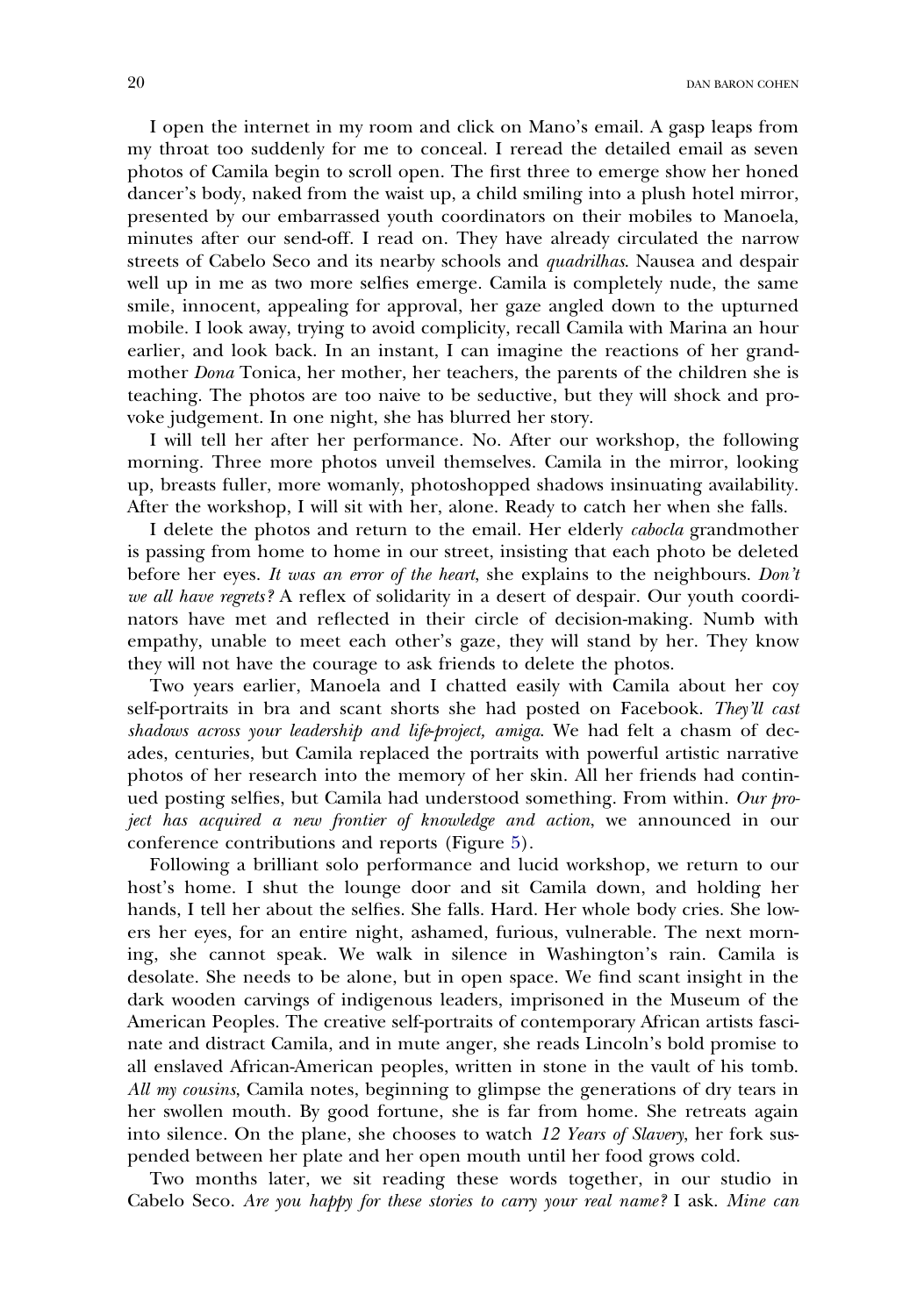I open the internet in my room and click on Mano's email. A gasp leaps from my throat too suddenly for me to conceal. I reread the detailed email as seven photos of Camila begin to scroll open. The first three to emerge show her honed dancer's body, naked from the waist up, a child smiling into a plush hotel mirror, presented by our embarrassed youth coordinators on their mobiles to Manoela, minutes after our send-off. I read on. They have already circulated the narrow streets of Cabelo Seco and its nearby schools and *quadrilhas*. Nausea and despair well up in me as two more selfies emerge. Camila is completely nude, the same smile, innocent, appealing for approval, her gaze angled down to the upturned mobile. I look away, trying to avoid complicity, recall Camila with Marina an hour earlier, and look back. In an instant, I can imagine the reactions of her grandmother *Dona* Tonica, her mother, her teachers, the parents of the children she is teaching. The photos are too naive to be seductive, but they will shock and provoke judgement. In one night, she has blurred her story.

I will tell her after her performance. No. After our workshop, the following morning. Three more photos unveil themselves. Camila in the mirror, looking up, breasts fuller, more womanly, photoshopped shadows insinuating availability. After the workshop, I will sit with her, alone. Ready to catch her when she falls.

I delete the photos and return to the email. Her elderly *cabocla* grandmother is passing from home to home in our street, insisting that each photo be deleted before her eyes. *It was an error of the heart*, she explains to the neighbours. *Don't we all have regrets?* A reflex of solidarity in a desert of despair. Our youth coordinators have met and reflected in their circle of decision-making. Numb with empathy, unable to meet each other's gaze, they will stand by her. They know they will not have the courage to ask friends to delete the photos.

Two years earlier, Manoela and I chatted easily with Camila about her coy self-portraits in bra and scant shorts she had posted on Facebook. *They'll cast shadows across your leadership and life-project, amiga*. We had felt a chasm of decades, centuries, but Camila replaced the portraits with powerful artistic narrative photos of her research into the memory of her skin. All her friends had continued posting selfies, but Camila had understood something. From within. *Our project has acquired a new frontier of knowledge and action*, we announced in our conference contributions and reports (Figure 5).

Following a brilliant solo performance and lucid workshop, we return to our host's home. I shut the lounge door and sit Camila down, and holding her hands, I tell her about the selfies. She falls. Hard. Her whole body cries. She lowers her eyes, for an entire night, ashamed, furious, vulnerable. The next morning, she cannot speak. We walk in silence in Washington's rain. Camila is desolate. She needs to be alone, but in open space. We find scant insight in the dark wooden carvings of indigenous leaders, imprisoned in the Museum of the American Peoples. The creative self-portraits of contemporary African artists fascinate and distract Camila, and in mute anger, she reads Lincoln's bold promise to all enslaved African-American peoples, written in stone in the vault of his tomb. *All my cousins*, Camila notes, beginning to glimpse the generations of dry tears in her swollen mouth. By good fortune, she is far from home. She retreats again into silence. On the plane, she chooses to watch *12 Years of Slavery*, her fork suspended between her plate and her open mouth until her food grows cold.

Two months later, we sit reading these words together, in our studio in Cabelo Seco. *Are you happy for these stories to carry your real name?* I ask. *Mine can*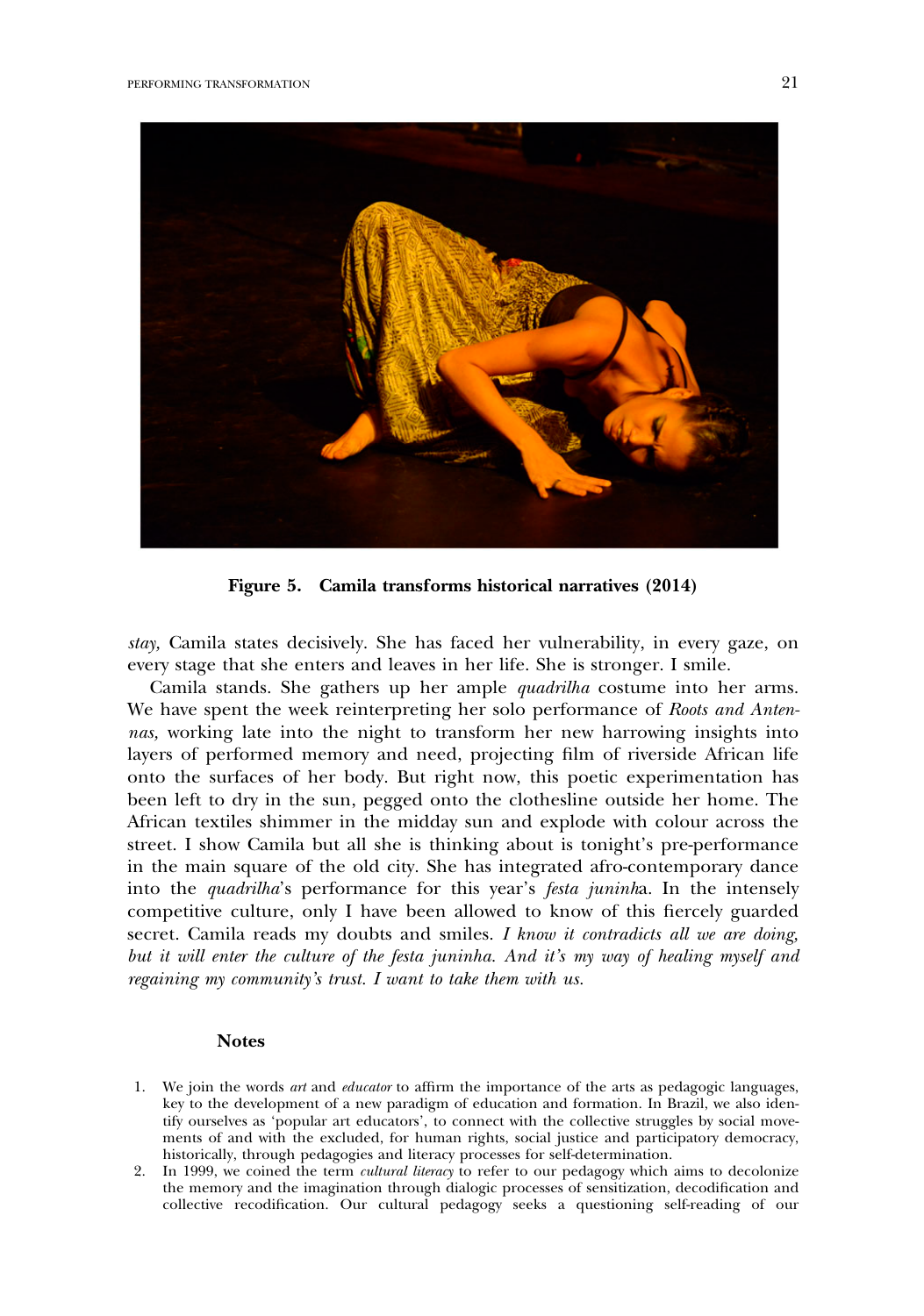**Figure 5. Camila transforms historical narratives (2014)**

*stay,* Camila states decisively. She has faced her vulnerability, in every gaze, on every stage that she enters and leaves in her life. She is stronger. I smile.

Camila stands. She gathers up her ample *quadrilha* costume into her arms. We have spent the week reinterpreting her solo performance of *Roots and Antennas,* working late into the night to transform her new harrowing insights into layers of performed memory and need, projecting film of riverside African life onto the surfaces of her body. But right now, this poetic experimentation has been left to dry in the sun, pegged onto the clothesline outside her home. The African textiles shimmer in the midday sun and explode with colour across the street. I show Camila but all she is thinking about is tonight's pre-performance in the main square of the old city. She has integrated afro-contemporary dance into the *quadrilha*'s performance for this year's *festa juninha*. In the intensely competitive culture, only I have been allowed to know of this fiercely guarded secret. Camila reads my doubts and smiles. *I know it contradicts all we are doing, but it will enter the culture of the festa juninha. And it's my way of healing myself and regaining my community's trust. I want to take them with us.*

## Notes

1. We join the words *art* and *educator* to affirm the importance of the arts as pedagogic languages, key to the development of a new paradigm of education and formation. In Brazil, we also identify ourselves as 'popular art educators', to connect with the collective struggles by social movements of and with the excluded, for human rights, social justice and participatory democracy, historically, through pedagogies and literacy processes for self-determination.
2. In 1999, we coined the term *cultural literacy* to refer to our pedagogy which aims to decolonize the memory and the imagination through dialogic processes of sensitization, decodification and collective recodification. Our cultural pedagogy seeks a questioning self-reading of our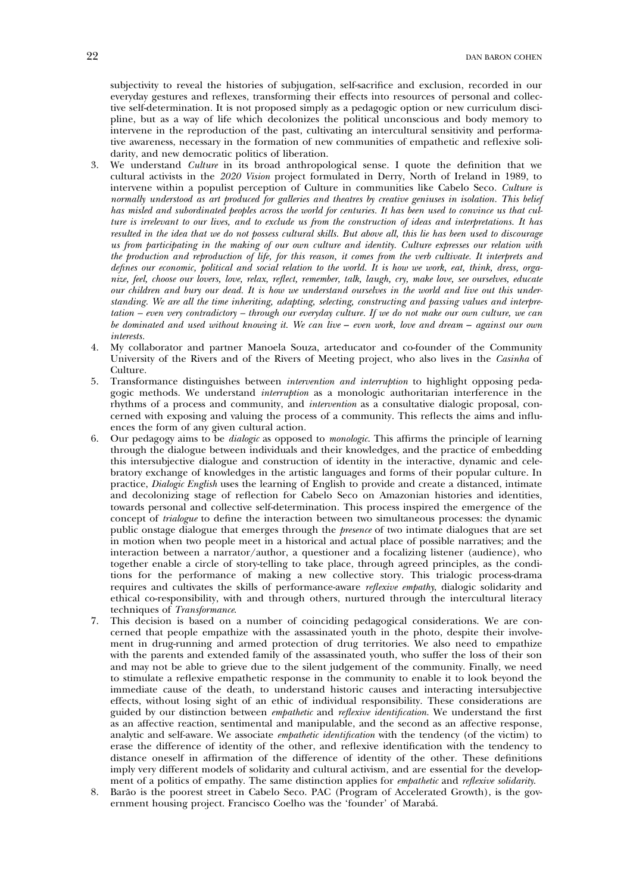subjectivity to reveal the histories of subjugation, self-sacrifice and exclusion, recorded in our everyday gestures and reflexes, transforming their effects into resources of personal and collective self-determination. It is not proposed simply as a pedagogic option or new curriculum discipline, but as a way of life which decolonizes the political unconscious and body memory to intervene in the reproduction of the past, cultivating an intercultural sensitivity and performative awareness, necessary in the formation of new communities of empathetic and reflexive solidarity, and new democratic politics of liberation.

3. We understand *Culture* in its broad anthropological sense. I quote the definition that we cultural activists in the *2020 Vision* project formulated in Derry, North of Ireland in 1989, to intervene within a populist perception of Culture in communities like Cabelo Seco. *Culture is normally understood as art produced for galleries and theatres by creative geniuses in isolation. This belief has misled and subordinated peoples across the world for centuries. It has been used to convince us that culture is irrelevant to our lives, and to exclude us from the construction of ideas and interpretations. It has resulted in the idea that we do not possess cultural skills. But above all, this lie has been used to discourage us from participating in the making of our own culture and identity. Culture expresses our relation with the production and reproduction of life, for this reason, it comes from the verb cultivate. It interprets and defines our economic, political and social relation to the world. It is how we work, eat, think, dress, organize, feel, choose our lovers, love, relax, reflect, remember, talk, laugh, cry, make love, see ourselves, educate our children and bury our dead. It is how we understand ourselves in the world and live out this understanding. We are all the time inheriting, adapting, selecting, constructing and passing values and interpretation – even very contradictory – through our everyday culture. If we do not make our own culture, we can be dominated and used without knowing it. We can live – even work, love and dream – against our own interests.*
4. My collaborator and partner Manoela Souza, arteducator and co-founder of the Community University of the Rivers and of the Rivers of Meeting project, who also lives in the *Casinha* of Culture.
5. Transformance distinguishes between *intervention and interruption* to highlight opposing pedagogic methods. We understand *interruption* as a monologic authoritarian interference in the rhythms of a process and community, and *intervention* as a consultative dialogic proposal, concerned with exposing and valuing the process of a community. This reflects the aims and influences the form of any given cultural action.
6. Our pedagogy aims to be *dialogic* as opposed to *monologic*. This affirms the principle of learning through the dialogue between individuals and their knowledges, and the practice of embedding this intersubjective dialogue and construction of identity in the interactive, dynamic and celebratory exchange of knowledges in the artistic languages and forms of their popular culture. In practice, *Dialogic English* uses the learning of English to provide and create a distanced, intimate and decolonizing stage of reflection for Cabelo Seco on Amazonian histories and identities, towards personal and collective self-determination. This process inspired the emergence of the concept of *trialogue* to define the interaction between two simultaneous processes: the dynamic public onstage dialogue that emerges through the *presence* of two intimate dialogues that are set in motion when two people meet in a historical and actual place of possible narratives; and the interaction between a narrator/author, a questioner and a focalizing listener (audience), who together enable a circle of story-telling to take place, through agreed principles, as the conditions for the performance of making a new collective story. This trialogic process-drama requires and cultivates the skills of performance-aware *reflexive empathy*, dialogic solidarity and ethical co-responsibility, with and through others, nurtured through the intercultural literacy techniques of *Transformance*.
7. This decision is based on a number of coinciding pedagogical considerations. We are concerned that people empathize with the assassinated youth in the photo, despite their involvement in drug-running and armed protection of drug territories. We also need to empathize with the parents and extended family of the assassinated youth, who suffer the loss of their son and may not be able to grieve due to the silent judgement of the community. Finally, we need to stimulate a reflexive empathetic response in the community to enable it to look beyond the immediate cause of the death, to understand historic causes and interacting intersubjective effects, without losing sight of an ethic of individual responsibility. These considerations are guided by our distinction between *empathetic* and *reflexive identification*. We understand the first as an affective reaction, sentimental and manipulable, and the second as an affective response, analytic and self-aware. We associate *empathetic identification* with the tendency (of the victim) to erase the difference of identity of the other, and reflexive identification with the tendency to distance oneself in affirmation of the difference of identity of the other. These definitions imply very different models of solidarity and cultural activism, and are essential for the development of a politics of empathy. The same distinction applies for *empathetic* and *reflexive solidarity*.
8. Barão is the poorest street in Cabelo Seco. PAC (Program of Accelerated Growth), is the government housing project. Francisco Coelho was the 'founder' of Marabá.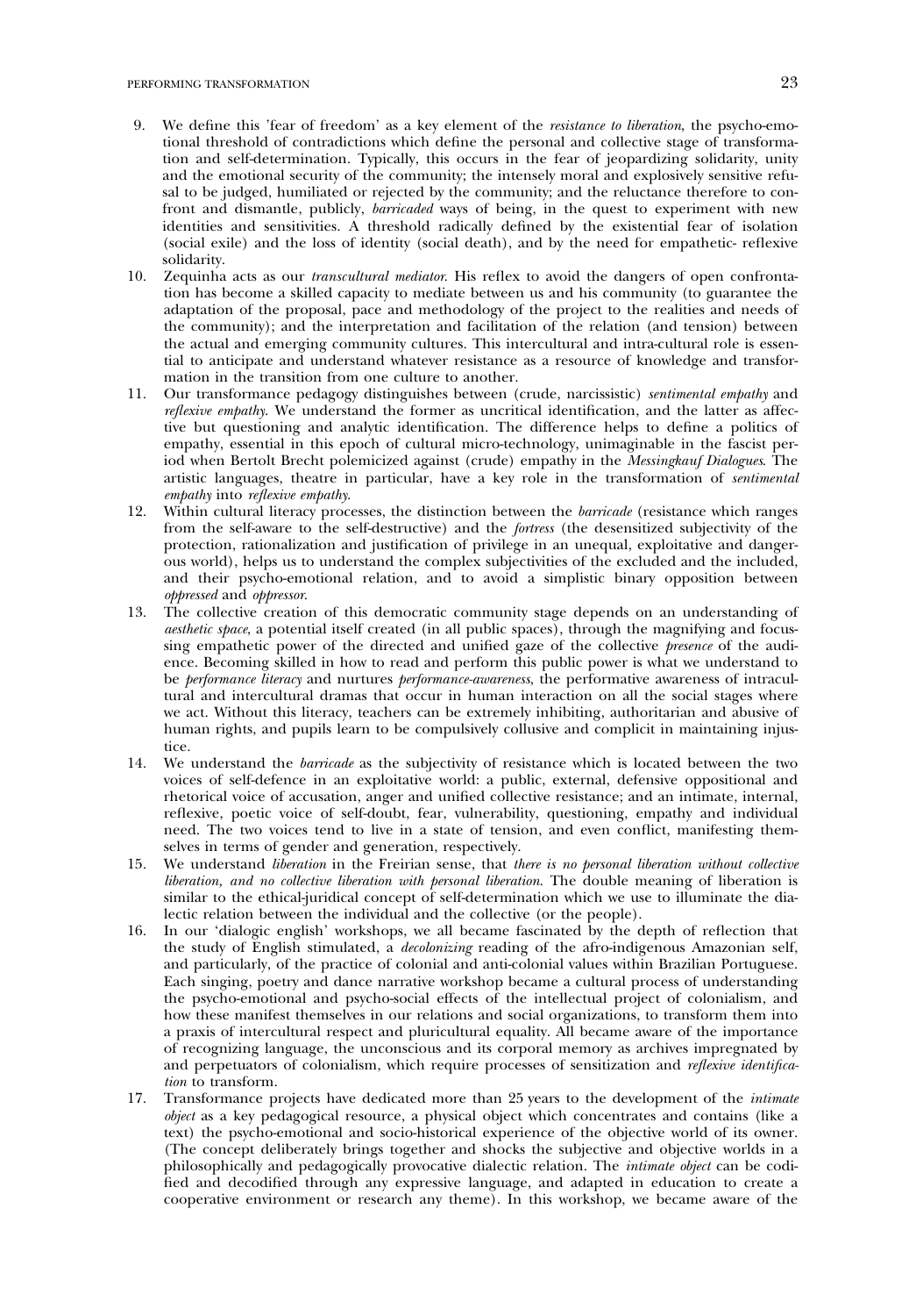9. We define this 'fear of freedom' as a key element of the *resistance to liberation*, the psycho-emotional threshold of contradictions which define the personal and collective stage of transformation and self-determination. Typically, this occurs in the fear of jeopardizing solidarity, unity and the emotional security of the community; the intensely moral and explosively sensitive refusal to be judged, humiliated or rejected by the community; and the reluctance therefore to confront and dismantle, publicly, *barricaded* ways of being, in the quest to experiment with new identities and sensitivities. A threshold radically defined by the existential fear of isolation (social exile) and the loss of identity (social death), and by the need for empathetic- reflexive solidarity.
10. Zequinha acts as our *transcultural mediator*. His reflex to avoid the dangers of open confrontation has become a skilled capacity to mediate between us and his community (to guarantee the adaptation of the proposal, pace and methodology of the project to the realities and needs of the community); and the interpretation and facilitation of the relation (and tension) between the actual and emerging community cultures. This intercultural and intra-cultural role is essential to anticipate and understand whatever resistance as a resource of knowledge and transformation in the transition from one culture to another.
11. Our transformance pedagogy distinguishes between (crude, narcissistic) *sentimental empathy* and *reflexive empathy*. We understand the former as uncritical identification, and the latter as affective but questioning and analytic identification. The difference helps to define a politics of empathy, essential in this epoch of cultural micro-technology, unimaginable in the fascist period when Bertolt Brecht polemicized against (crude) empathy in the *Messingkauf Dialogues*. The artistic languages, theatre in particular, have a key role in the transformation of *sentimental empathy* into *reflexive empathy*.
12. Within cultural literacy processes, the distinction between the *barricade* (resistance which ranges from the self-aware to the self-destructive) and the *fortress* (the desensitized subjectivity of the protection, rationalization and justification of privilege in an unequal, exploitative and dangerous world), helps us to understand the complex subjectivities of the excluded and the included, and their psycho-emotional relation, and to avoid a simplistic binary opposition between *oppressed* and *oppressor*.
13. The collective creation of this democratic community stage depends on an understanding of *aesthetic space*, a potential itself created (in all public spaces), through the magnifying and focussing empathetic power of the directed and unified gaze of the collective *presence* of the audience. Becoming skilled in how to read and perform this public power is what we understand to be *performance literacy* and nurtures *performance-awareness*, the performative awareness of intracultural and intercultural dramas that occur in human interaction on all the social stages where we act. Without this literacy, teachers can be extremely inhibiting, authoritarian and abusive of human rights, and pupils learn to be compulsively collusive and complicit in maintaining injustice.
14. We understand the *barricade* as the subjectivity of resistance which is located between the two voices of self-defence in an exploitative world: a public, external, defensive oppositional and rhetorical voice of accusation, anger and unified collective resistance; and an intimate, internal, reflexive, poetic voice of self-doubt, fear, vulnerability, questioning, empathy and individual need. The two voices tend to live in a state of tension, and even conflict, manifesting themselves in terms of gender and generation, respectively.
15. We understand *liberation* in the Freirian sense, that *there is no personal liberation without collective liberation, and no collective liberation with personal liberation*. The double meaning of liberation is similar to the ethical-juridical concept of self-determination which we use to illuminate the dialectic relation between the individual and the collective (or the people).
16. In our 'dialogic english' workshops, we all became fascinated by the depth of reflection that the study of English stimulated, a *decolonizing* reading of the afro-indigenous Amazonian self, and particularly, of the practice of colonial and anti-colonial values within Brazilian Portuguese. Each singing, poetry and dance narrative workshop became a cultural process of understanding the psycho-emotional and psycho-social effects of the intellectual project of colonialism, and how these manifest themselves in our relations and social organizations, to transform them into a praxis of intercultural respect and pluricultural equality. All became aware of the importance of recognizing language, the unconscious and its corporal memory as archives impregnated by and perpetuators of colonialism, which require processes of sensitization and *reflexive identification* to transform.
17. Transformance projects have dedicated more than 25 years to the development of the *intimate object* as a key pedagogical resource, a physical object which concentrates and contains (like a text) the psycho-emotional and socio-historical experience of the objective world of its owner. (The concept deliberately brings together and shocks the subjective and objective worlds in a philosophically and pedagogically provocative dialectic relation. The *intimate object* can be codified and decodified through any expressive language, and adapted in education to create a cooperative environment or research any theme). In this workshop, we became aware of the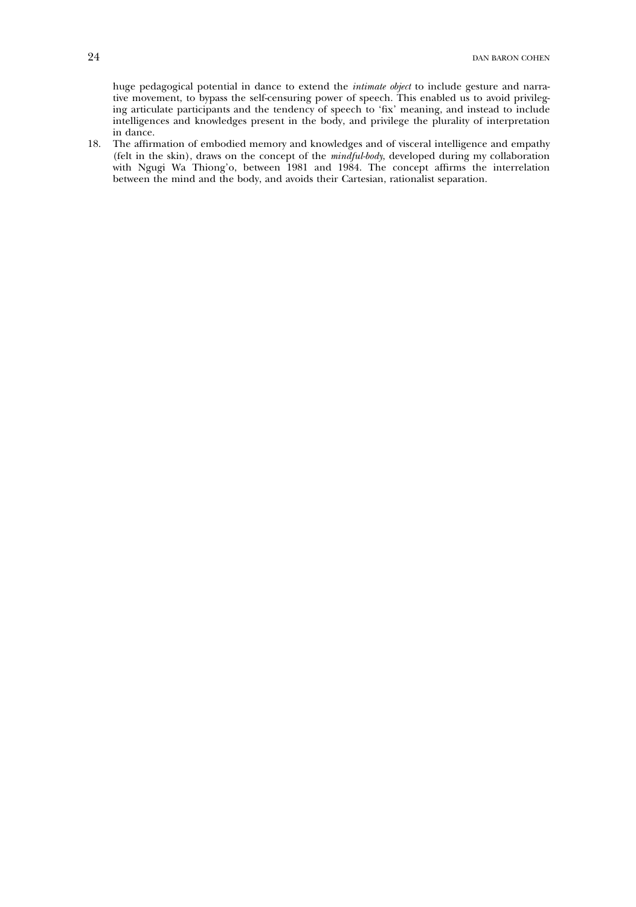huge pedagogical potential in dance to extend the *intimate object* to include gesture and narrative movement, to bypass the self-censuring power of speech. This enabled us to avoid privileging articulate participants and the tendency of speech to 'fix' meaning, and instead to include intelligences and knowledges present in the body, and privilege the plurality of interpretation in dance.

18. The affirmation of embodied memory and knowledges and of visceral intelligence and empathy (felt in the skin), draws on the concept of the *mindful-body*, developed during my collaboration with Ngugi Wa Thiong'o, between 1981 and 1984. The concept affirms the interrelation between the mind and the body, and avoids their Cartesian, rationalist separation.